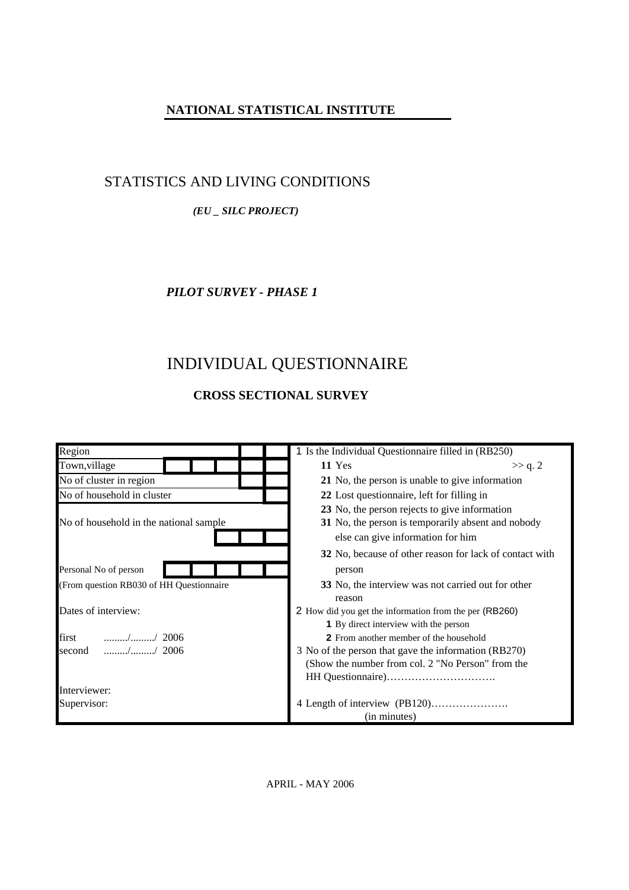**NATIONAL STATISTICAL INSTITUTE**

# STATISTICS AND LIVING CONDITIONS

***(EU _ SILC PROJECT)***

***PILOT SURVEY - PHASE 1***

# INDIVIDUAL QUESTIONNAIRE

## CROSS SECTIONAL SURVEY

| | |
|---|---|
| Region | 1 Is the Individual Questionnaire filled in (RB250) |
| Town,village | **11** Yes >> q. 2 |
| No of cluster in region | **21** No, the person is unable to give information |
| No of household in cluster | **22** Lost questionnaire, left for filling in |
| No of household in the national sample | **23** No, the person rejects to give information |
| | **31** No, the person is temporarily absent and nobody else can give information for him |
| | **32** No, because of other reason for lack of contact with person |
| Personal No of person (From question RB030 of HH Questionnaire | **33** No, the interview was not carried out for other reason |
| Dates of interview: | 2 How did you get the information from the per (RB260) |
| | **1** By direct interview with the person |
| first ........./........./ 2006 | **2** From another member of the household |
| second ........./........./ 2006 | 3 No of the person that gave the information (RB270) (Show the number from col. 2 "No Person" from the HH Questionnaire)…………………………. |
| Interviewer: | |
| Supervisor: | 4 Length of interview (PB120)…………………. (in minutes) |

APRIL - MAY 2006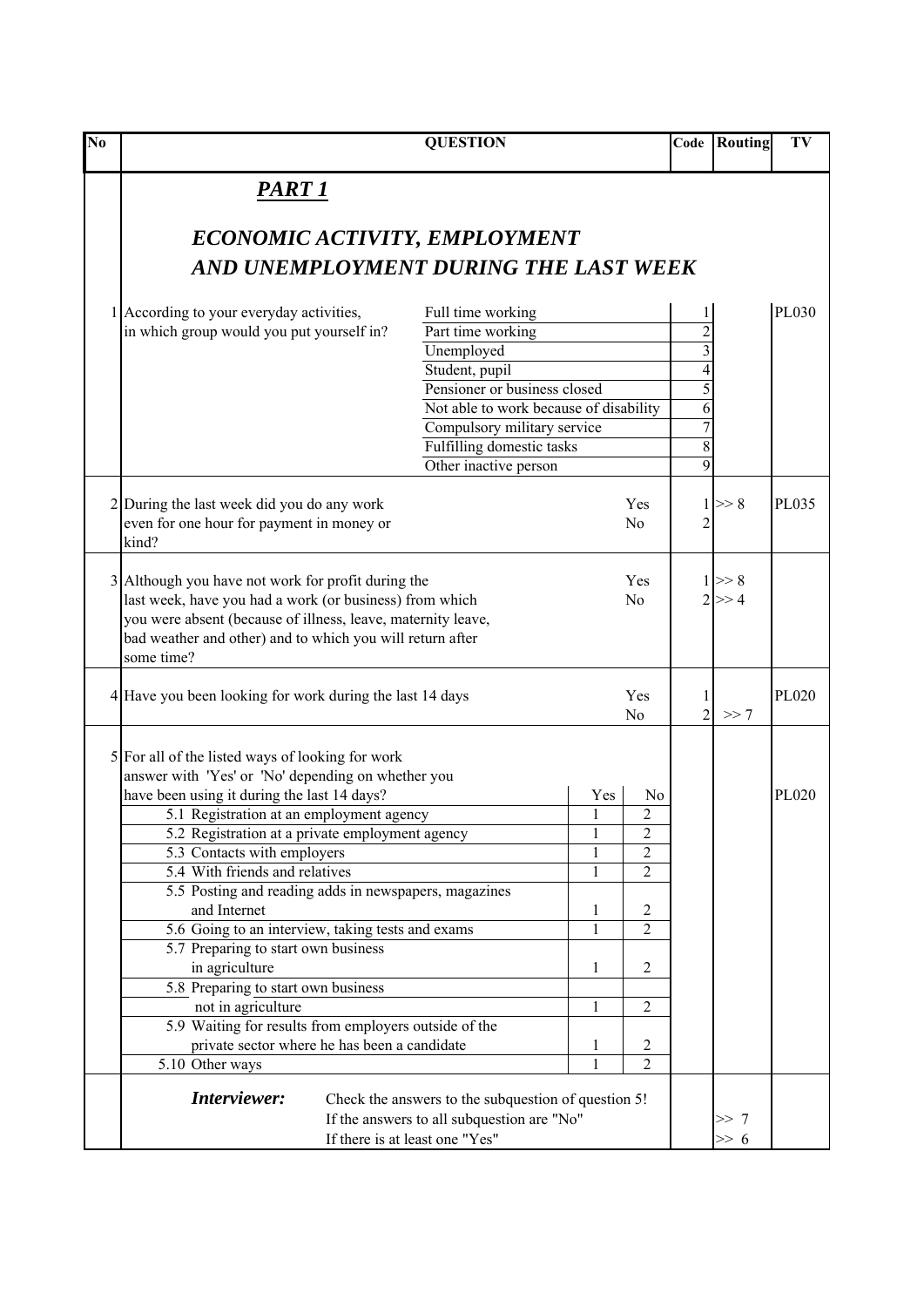| No | QUESTION | | | Code | Routing | TV |
|---|---|---|---|---|---|---|
| | ***PART 1*** | | | | | |
| | ***ECONOMIC ACTIVITY, EMPLOYMENT AND UNEMPLOYMENT DURING THE LAST WEEK*** | | | | | |
| 1 | According to your everyday activities, in which group would you put yourself in? | Full time working | | 1 | | PL030 |
| | | Part time working | | 2 | | |
| | | Unemployed | | 3 | | |
| | | Student, pupil | | 4 | | |
| | | Pensioner or business closed | | 5 | | |
| | | Not able to work because of disability | | 6 | | |
| | | Compulsory military service | | 7 | | |
| | | Fulfilling domestic tasks | | 8 | | |
| | | Other inactive person | | 9 | | |
| 2 | During the last week did you do any work even for one hour for payment in money or kind? | Yes | | 1 | >> 8 | PL035 |
| | | No | | 2 | | |
| 3 | Although you have not work for profit during the last week, have you had a work (or business) from which you were absent (because of illness, leave, maternity leave, bad weather and other) and to which you will return after some time? | Yes | | 1 | >> 8 | |
| | | No | | 2 | >> 4 | |
| 4 | Have you been looking for work during the last 14 days | Yes | | 1 | | PL020 |
| | | No | | 2 | >> 7 | |
| 5 | For all of the listed ways of looking for work answer with 'Yes' or 'No' depending on whether you have been using it during the last 14 days? | Yes | No | | | PL020 |
| | 5.1 Registration at an employment agency | 1 | 2 | | | |
| | 5.2 Registration at a private employment agency | 1 | 2 | | | |
| | 5.3 Contacts with employers | 1 | 2 | | | |
| | 5.4 With friends and relatives | 1 | 2 | | | |
| | 5.5 Posting and reading adds in newspapers, magazines and Internet | 1 | 2 | | | |
| | 5.6 Going to an interview, taking tests and exams | 1 | 2 | | | |
| | 5.7 Preparing to start own business in agriculture | 1 | 2 | | | |
| | 5.8 Preparing to start own business not in agriculture | 1 | 2 | | | |
| | 5.9 Waiting for results from employers outside of the private sector where he has been a candidate | 1 | 2 | | | |
| | 5.10 Other ways | 1 | 2 | | | |
| | ***Interviewer:*** Check the answers to the subquestion of question 5! | | | | | |
| | If the answers to all subquestion are "No" | | | | >> 7 | |
| | If there is at least one "Yes" | | | | >> 6 | |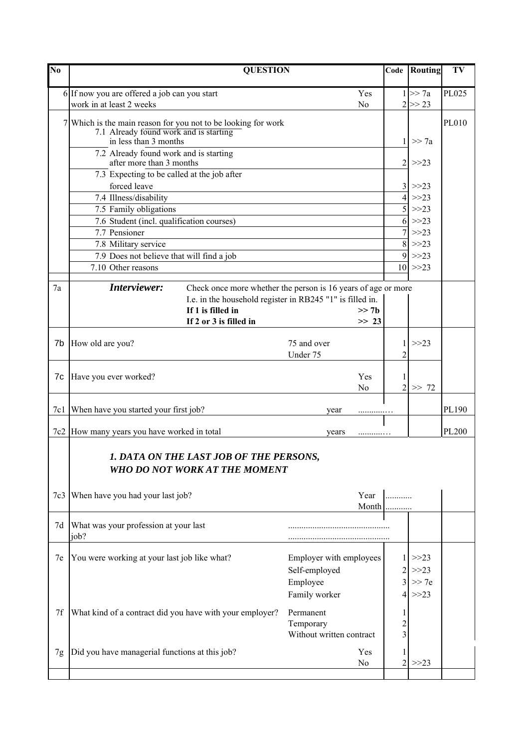| No | QUESTION | | Code | Routing | TV |
|---|---|---|---|---|---|
| 6 | If now you are offered a job can you start work in at least 2 weeks | Yes | 1 | >> 7a | PL025 |
| | | No | 2 | >> 23 | |
| 7 | Which is the main reason for you not to be looking for work | | | | PL010 |
| | 7.1 Already found work and is starting in less than 3 months | | 1 | >> 7a | |
| | 7.2 Already found work and is starting after more than 3 months | | 2 | >>23 | |
| | 7.3 Expecting to be called at the job after forced leave | | 3 | >>23 | |
| | 7.4 Illness/disability | | 4 | >>23 | |
| | 7.5 Family obligations | | 5 | >>23 | |
| | 7.6 Student (incl. qualification courses) | | 6 | >>23 | |
| | 7.7 Pensioner | | 7 | >>23 | |
| | 7.8 Military service | | 8 | >>23 | |
| | 7.9 Does not believe that will find a job | | 9 | >>23 | |
| | 7.10 Other reasons | | 10 | >>23 | |
| 7a | ***Interviewer:*** Check once more whether the person is 16 years of age or more I.e. in the household register in RB245 "1" is filled in. | | | | |
| | **If 1 is filled in** | **>> 7b** | | | |
| | **If 2 or 3 is filled in** | **>> 23** | | | |
| 7b | How old are you? | 75 and over | 1 | >>23 | |
| | | Under 75 | 2 | | |
| 7c | Have you ever worked? | Yes | 1 | | |
| | | No | 2 | >> 72 | |
| 7c1 | When have you started your first job? | year ............ | | | PL190 |
| 7c2 | How many years you have worked in total | years ............ | | | PL200 |
| | ***1. DATA ON THE LAST JOB OF THE PERSONS, WHO DO NOT WORK AT THE MOMENT*** | | | | |
| 7c3 | When have you had your last job? | Year | ............ | | |
| | | Month | ............ | | |
| 7d | What was your profession at your last job? | .............................................. | | | |
| 7e | You were working at your last job like what? | Employer with employees | 1 | >>23 | |
| | | Self-employed | 2 | >>23 | |
| | | Employee | 3 | >> 7e | |
| | | Family worker | 4 | >>23 | |
| 7f | What kind of a contract did you have with your employer? | Permanent | 1 | | |
| | | Temporary | 2 | | |
| | | Without written contract | 3 | | |
| 7g | Did you have managerial functions at this job? | Yes | 1 | | |
| | | No | 2 | >>23 | |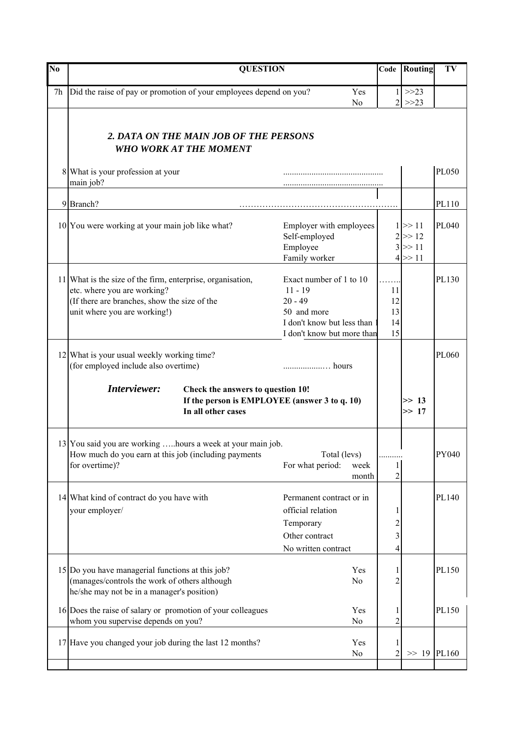| No | QUESTION | | Code | Routing | TV |
|---|---|---|---|---|---|
| 7h | Did the raise of pay or promotion of your employees depend on you? | Yes | 1 | >>23 | |
| | | No | 2 | >>23 | |
| | ***2. DATA ON THE MAIN JOB OF THE PERSONS WHO WORK AT THE MOMENT*** | | | | |
| 8 | What is your profession at your main job? | ............................................. ............................................. | | | PL050 |
| 9 | Branch? | ………………………………………………… | | | PL110 |
| 10 | You were working at your main job like what? | Employer with employees | 1 | >> 11 | PL040 |
| | | Self-employed | 2 | >> 12 | |
| | | Employee | 3 | >> 11 | |
| | | Family worker | 4 | >> 11 | |
| 11 | What is the size of the firm, enterprise, organisation, etc. where you are working? (If there are branches, show the size of the unit where you are working!) | Exact number of 1 to 10 | …….. | | PL130 |
| | | 11 - 19 | 11 | | |
| | | 20 - 49 | 12 | | |
| | | 50 and more | 13 | | |
| | | I don't know but less than 1 | 14 | | |
| | | I don't know but more than | 15 | | |
| 12 | What is your usual weekly working time? (for employed include also overtime) | ...................… hours | | | PL060 |
| | ***Interviewer:*** **Check the answers to question 10!** | | | | |
| | **If the person is EMPLOYEE (answer 3 to q. 10)** | | | **>> 13** | |
| | **In all other cases** | | | **>> 17** | |
| 13 | You said you are working …..hours a week at your main job. How much do you earn at this job (including payments for overtime)? | Total (levs) | .......... | | PY040 |
| | | For what period: week | 1 | | |
| | | month | 2 | | |
| 14 | What kind of contract do you have with your employer/ | Permanent contract or in official relation | 1 | | PL140 |
| | | Temporary | 2 | | |
| | | Other contract | 3 | | |
| | | No written contract | 4 | | |
| 15 | Do you have managerial functions at this job? (manages/controls the work of others although he/she may not be in a manager's position) | Yes | 1 | | PL150 |
| | | No | 2 | | |
| 16 | Does the raise of salary or promotion of your colleagues whom you supervise depends on you? | Yes | 1 | | PL150 |
| | | No | 2 | | |
| 17 | Have you changed your job during the last 12 months? | Yes | 1 | | |
| | | No | 2 | >> 19 | PL160 |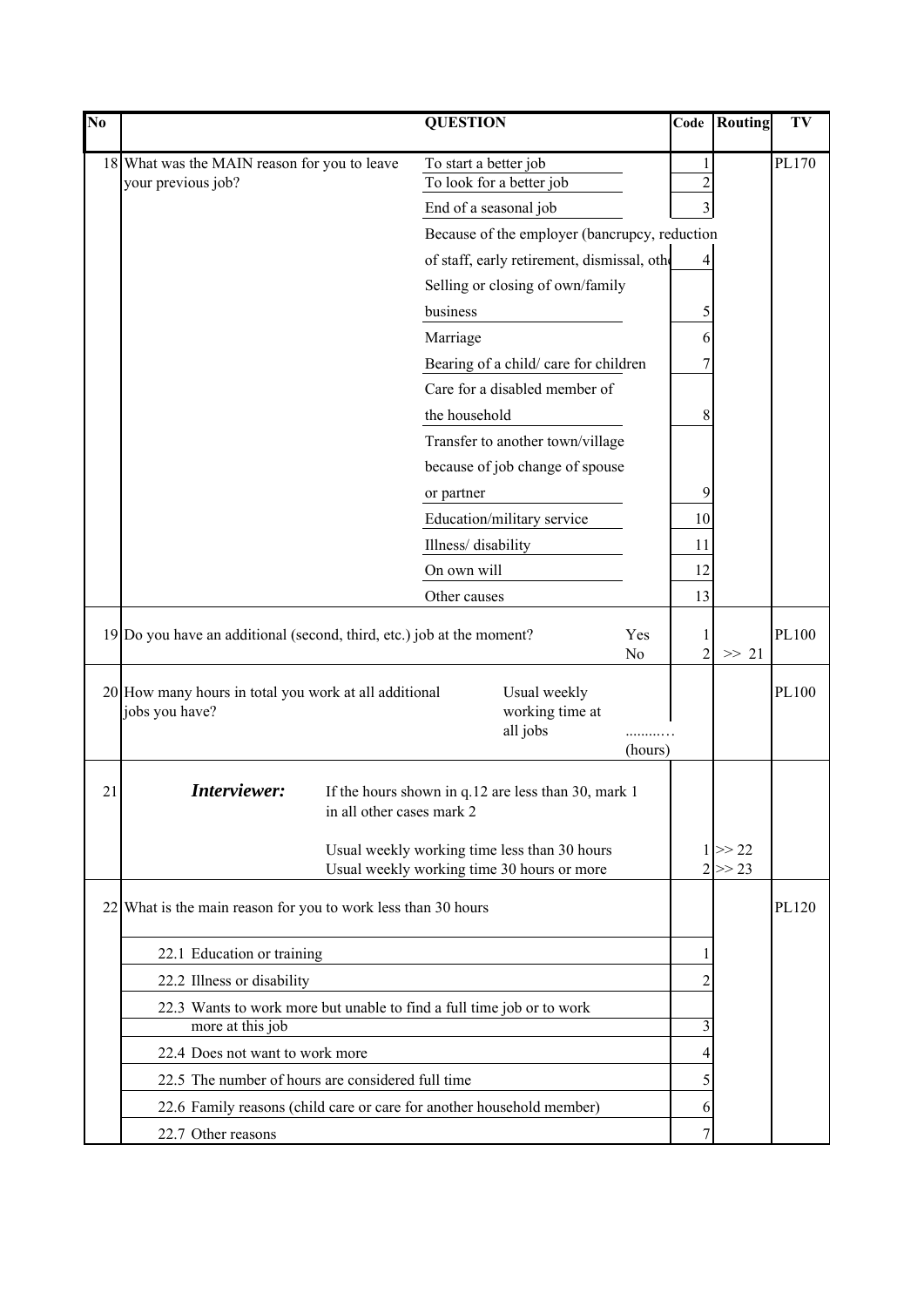| No | QUESTION | | Code | Routing | TV |
|---|---|---|---|---|---|
| 18 | What was the MAIN reason for you to leave your previous job? | To start a better job | 1 | | PL170 |
| | | To look for a better job | 2 | | |
| | | End of a seasonal job | 3 | | |
| | | Because of the employer (bancrupcy, reduction of staff, early retirement, dismissal, oth | 4 | | |
| | | Selling or closing of own/family business | 5 | | |
| | | Marriage | 6 | | |
| | | Bearing of a child/ care for children | 7 | | |
| | | Care for a disabled member of the household | 8 | | |
| | | Transfer to another town/village because of job change of spouse or partner | 9 | | |
| | | Education/military service | 10 | | |
| | | Illness/ disability | 11 | | |
| | | On own will | 12 | | |
| | | Other causes | 13 | | |
| 19 | Do you have an additional (second, third, etc.) job at the moment? | Yes | 1 | | PL100 |
| | | No | 2 | >> 21 | |
| 20 | How many hours in total you work at all additional jobs you have? | Usual weekly working time at all jobs ..........(hours) | | | PL100 |
| 21 | ***Interviewer:*** If the hours shown in q.12 are less than 30, mark 1 in all other cases mark 2 | | | | |
| | | Usual weekly working time less than 30 hours | 1 | >> 22 | |
| | | Usual weekly working time 30 hours or more | 2 | >> 23 | |
| 22 | What is the main reason for you to work less than 30 hours | | | | PL120 |
| | 22.1 Education or training | | 1 | | |
| | 22.2 Illness or disability | | 2 | | |
| | 22.3 Wants to work more but unable to find a full time job or to work more at this job | | 3 | | |
| | 22.4 Does not want to work more | | 4 | | |
| | 22.5 The number of hours are considered full time | | 5 | | |
| | 22.6 Family reasons (child care or care for another household member) | | 6 | | |
| | 22.7 Other reasons | | 7 | | |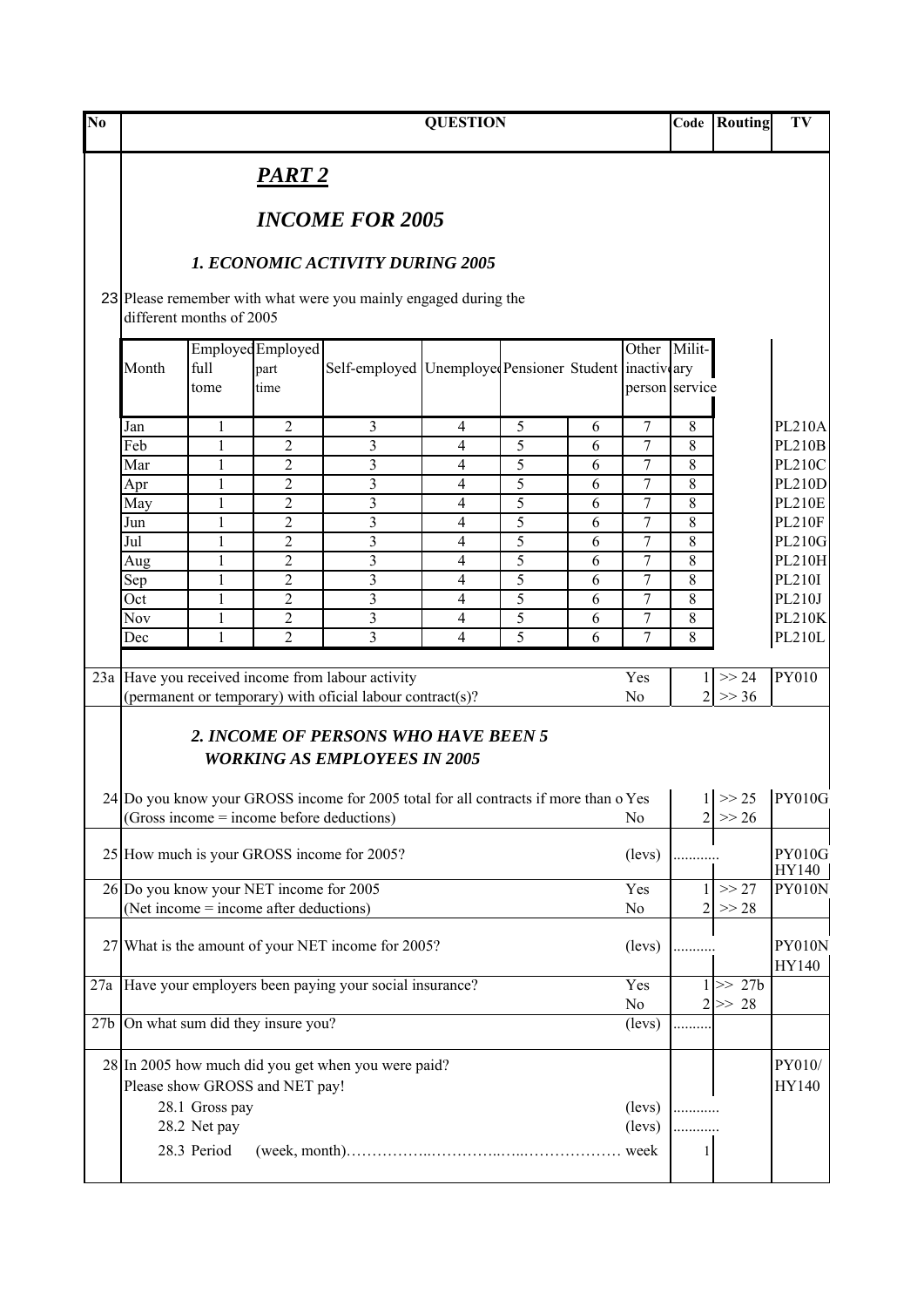| No | QUESTION | | | Code | Routing | TV |
|---|---|---|---|---|---|---|

## *PART 2*

## *INCOME FOR 2005*

### *1. ECONOMIC ACTIVITY DURING 2005*

23 Please remember with what were you mainly engaged during the different months of 2005

| Month | Employed full tome | Employed part time | Self-employed | Unemployed | Pensioner | Student | Other inactive person | Military service | TV |
|---|---|---|---|---|---|---|---|---|---|
| Jan | 1 | 2 | 3 | 4 | 5 | 6 | 7 | 8 | PL210A |
| Feb | 1 | 2 | 3 | 4 | 5 | 6 | 7 | 8 | PL210B |
| Mar | 1 | 2 | 3 | 4 | 5 | 6 | 7 | 8 | PL210C |
| Apr | 1 | 2 | 3 | 4 | 5 | 6 | 7 | 8 | PL210D |
| May | 1 | 2 | 3 | 4 | 5 | 6 | 7 | 8 | PL210E |
| Jun | 1 | 2 | 3 | 4 | 5 | 6 | 7 | 8 | PL210F |
| Jul | 1 | 2 | 3 | 4 | 5 | 6 | 7 | 8 | PL210G |
| Aug | 1 | 2 | 3 | 4 | 5 | 6 | 7 | 8 | PL210H |
| Sep | 1 | 2 | 3 | 4 | 5 | 6 | 7 | 8 | PL210I |
| Oct | 1 | 2 | 3 | 4 | 5 | 6 | 7 | 8 | PL210J |
| Nov | 1 | 2 | 3 | 4 | 5 | 6 | 7 | 8 | PL210K |
| Dec | 1 | 2 | 3 | 4 | 5 | 6 | 7 | 8 | PL210L |

| No | QUESTION | | Code | Routing | TV |
|---|---|---|---|---|---|
| 23a | Have you received income from labour activity (permanent or temporary) with oficial labour contract(s)? | Yes | 1 | >> 24 | PY010 |
| | | No | 2 | >> 36 | |

### *2. INCOME OF PERSONS WHO HAVE BEEN 5 WORKING AS EMPLOYEES IN 2005*

| No | QUESTION | | Code | Routing | TV |
|---|---|---|---|---|---|
| 24 | Do you know your GROSS income for 2005 total for all contracts if more than o | Yes | 1 | >> 25 | PY010G |
| | (Gross income = income before deductions) | No | 2 | >> 26 | |
| 25 | How much is your GROSS income for 2005? | (levs) | ........... | | PY010G HY140 |
| 26 | Do you know your NET income for 2005 | Yes | 1 | >> 27 | PY010N |
| | (Net income = income after deductions) | No | 2 | >> 28 | |
| 27 | What is the amount of your NET income for 2005? | (levs) | .......... | | PY010N HY140 |
| 27a | Have your employers been paying your social insurance? | Yes | 1 | >> 27b | |
| | | No | 2 | >> 28 | |
| 27b | On what sum did they insure you? | (levs) | ......... | | |
| 28 | In 2005 how much did you get when you were paid? Please show GROSS and NET pay! | | | | PY010/ HY140 |
| | 28.1 Gross pay | (levs) | ............ | | |
| | 28.2 Net pay | (levs) | ............ | | |
| | 28.3 Period (week, month)……………...…………..…...……………… | week | 1 | | |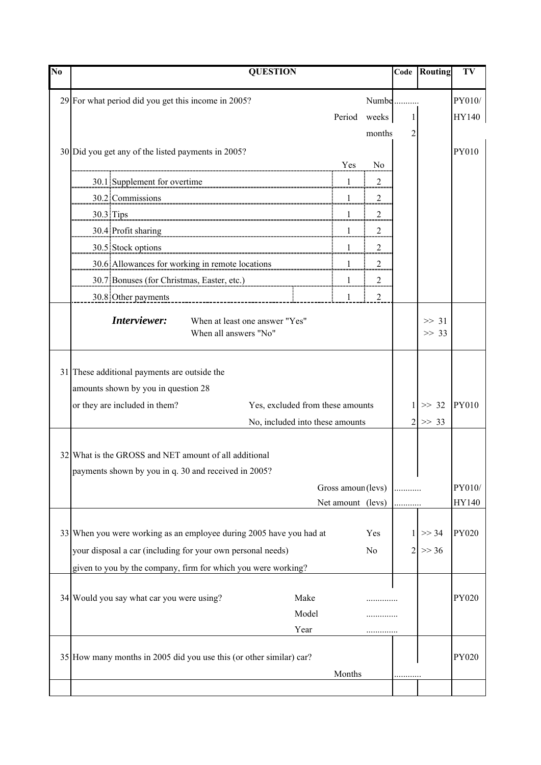| No | QUESTION | | | | Code | Routing | TV |
|---|---|---|---|---|---|---|---|
| 29 | For what period did you get this income in 2005? | | | Numbe | .......... | | PY010/ |
| | | | Period | weeks | 1 | | HY140 |
| | | | | months | 2 | | |
| 30 | Did you get any of the listed payments in 2005? | | | | | | PY010 |
| | | | Yes | No | | | |
| | 30.1 | Supplement for overtime | 1 | 2 | | | |
| | 30.2 | Commissions | 1 | 2 | | | |
| | 30.3 | Tips | 1 | 2 | | | |
| | 30.4 | Profit sharing | 1 | 2 | | | |
| | 30.5 | Stock options | 1 | 2 | | | |
| | 30.6 | Allowances for working in remote locations | 1 | 2 | | | |
| | 30.7 | Bonuses (for Christmas, Easter, etc.) | 1 | 2 | | | |
| | 30.8 | Other payments | 1 | 2 | | | |
| | ***Interviewer:*** | When at least one answer "Yes" | | | | >> 31 | |
| | | When all answers "No" | | | | >> 33 | |
| 31 | These additional payments are outside the amounts shown by you in question 28 or they are included in them? | Yes, excluded from these amounts | | | 1 | >> 32 | PY010 |
| | | No, included into these amounts | | | 2 | >> 33 | |
| 32 | What is the GROSS and NET amount of all additional payments shown by you in q. 30 and received in 2005? | | | | | | |
| | | | Gross amoun (levs) | | .......... | | PY010/ |
| | | | Net amount (levs) | | .......... | | HY140 |
| 33 | When you were working as an employee during 2005 have you had at your disposal a car (including for your own personal needs) given to you by the company, firm for which you were working? | | | Yes | 1 | >> 34 | PY020 |
| | | | | No | 2 | >> 36 | |
| 34 | Would you say what car you were using? | Make | | ............. | | | PY020 |
| | | Model | | ............. | | | |
| | | Year | | ............. | | | |
| 35 | How many months in 2005 did you use this (or other similar) car? | | | | | | PY020 |
| | | | Months | | .......... | | |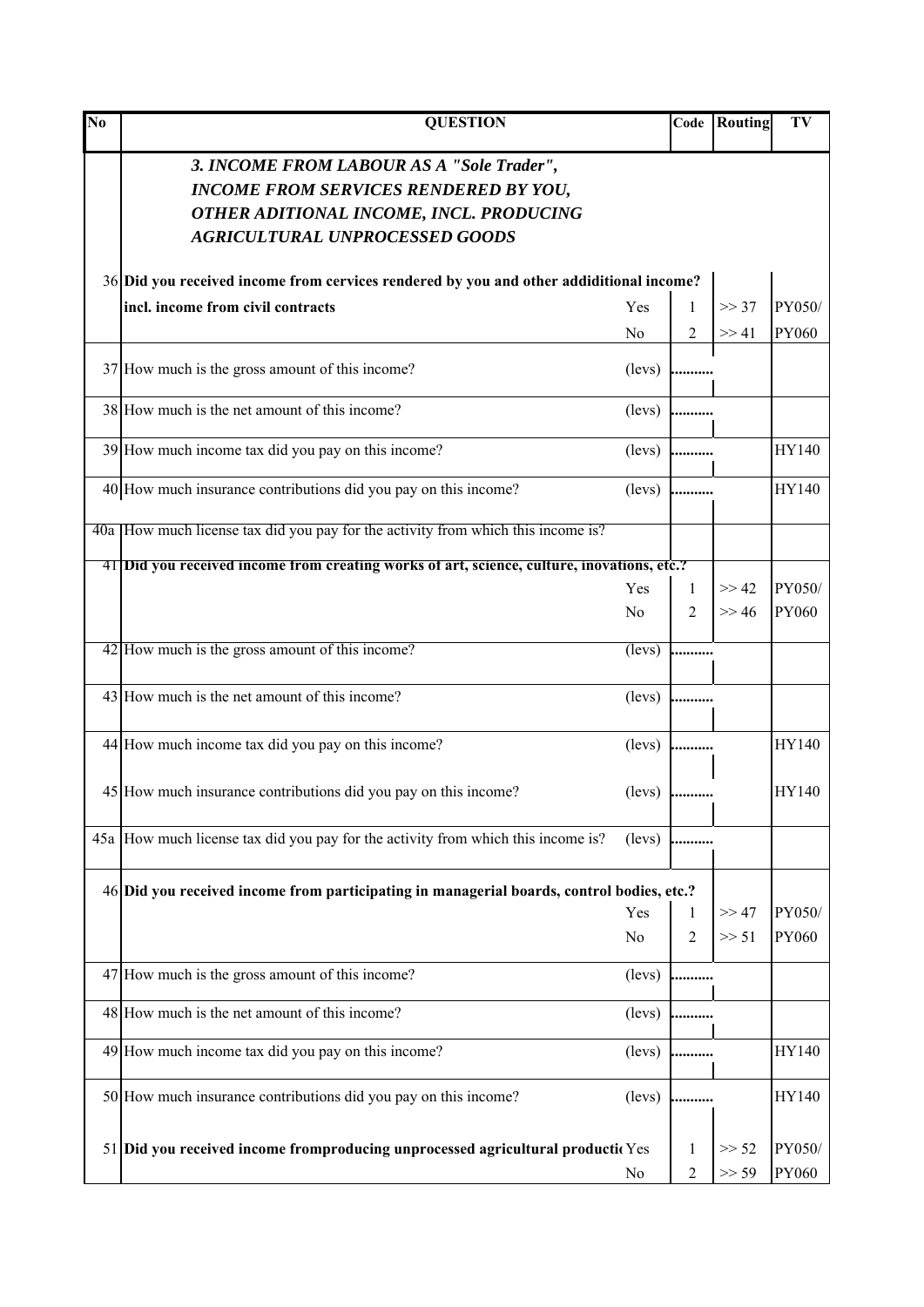| No | QUESTION | | Code | Routing | TV |
|---|---|---|---|---|---|
| | ***3. INCOME FROM LABOUR AS A "Sole Trader", INCOME FROM SERVICES RENDERED BY YOU, OTHER ADITIONAL INCOME, INCL. PRODUCING AGRICULTURAL UNPROCESSED GOODS*** | | | | |
| 36 | **Did you received income from cervices rendered by you and other addiditional income? incl. income from civil contracts** | Yes | 1 | >> 37 | PY050/ |
| | | No | 2 | >> 41 | PY060 |
| 37 | How much is the gross amount of this income? | (levs) | .......... | | |
| 38 | How much is the net amount of this income? | (levs) | .......... | | |
| 39 | How much income tax did you pay on this income? | (levs) | .......... | | HY140 |
| 40 | How much insurance contributions did you pay on this income? | (levs) | .......... | | HY140 |
| 40a | How much license tax did you pay for the activity from which this income is? | | | | |
| 41 | **Did you received income from creating works of art, science, culture, inovations, etc.?** | Yes | 1 | >> 42 | PY050/ |
| | | No | 2 | >> 46 | PY060 |
| 42 | How much is the gross amount of this income? | (levs) | .......... | | |
| 43 | How much is the net amount of this income? | (levs) | .......... | | |
| 44 | How much income tax did you pay on this income? | (levs) | .......... | | HY140 |
| 45 | How much insurance contributions did you pay on this income? | (levs) | .......... | | HY140 |
| 45a | How much license tax did you pay for the activity from which this income is? | (levs) | .......... | | |
| 46 | **Did you received income from participating in managerial boards, control bodies, etc.?** | Yes | 1 | >> 47 | PY050/ |
| | | No | 2 | >> 51 | PY060 |
| 47 | How much is the gross amount of this income? | (levs) | .......... | | |
| 48 | How much is the net amount of this income? | (levs) | .......... | | |
| 49 | How much income tax did you pay on this income? | (levs) | .......... | | HY140 |
| 50 | How much insurance contributions did you pay on this income? | (levs) | .......... | | HY140 |
| 51 | **Did you received income fromproducing unprocessed agricultural producti** | Yes | 1 | >> 52 | PY050/ |
| | | No | 2 | >> 59 | PY060 |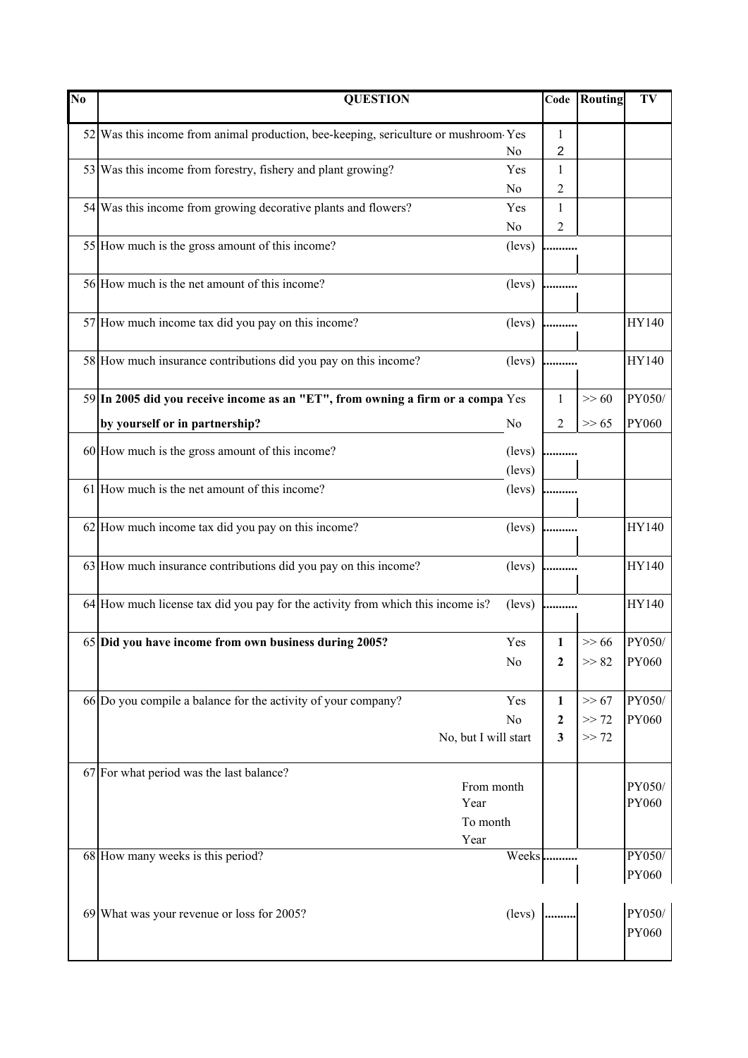| No | QUESTION | | Code | Routing | TV |
|---|---|---|---|---|---|
| 52 | Was this income from animal production, bee-keeping, sericulture or mushroom | Yes | 1 | | |
| | | No | 2 | | |
| 53 | Was this income from forestry, fishery and plant growing? | Yes | 1 | | |
| | | No | 2 | | |
| 54 | Was this income from growing decorative plants and flowers? | Yes | 1 | | |
| | | No | 2 | | |
| 55 | How much is the gross amount of this income? | (levs) | .......... | | |
| 56 | How much is the net amount of this income? | (levs) | .......... | | |
| 57 | How much income tax did you pay on this income? | (levs) | .......... | | HY140 |
| 58 | How much insurance contributions did you pay on this income? | (levs) | .......... | | HY140 |
| 59 | **In 2005 did you receive income as an "ET", from owning a firm or a compa** | Yes | 1 | >> 60 | PY050/ |
| | **by yourself or in partnership?** | No | 2 | >> 65 | PY060 |
| 60 | How much is the gross amount of this income? | (levs) | .......... | | |
| | | (levs) | | | |
| 61 | How much is the net amount of this income? | (levs) | .......... | | |
| 62 | How much income tax did you pay on this income? | (levs) | .......... | | HY140 |
| 63 | How much insurance contributions did you pay on this income? | (levs) | .......... | | HY140 |
| 64 | How much license tax did you pay for the activity from which this income is? | (levs) | .......... | | HY140 |
| 65 | **Did you have income from own business during 2005?** | Yes | **1** | >> 66 | PY050/ |
| | | No | **2** | >> 82 | PY060 |
| 66 | Do you compile a balance for the activity of your company? | Yes | **1** | >> 67 | PY050/ |
| | | No | **2** | >> 72 | PY060 |
| | | No, but I will start | **3** | >> 72 | |
| 67 | For what period was the last balance? | | | | |
| | | From month | | | PY050/ |
| | | Year | | | PY060 |
| | | To month | | | |
| | | Year | | | |
| 68 | How many weeks is this period? | Weeks | .......... | | PY050/ |
| | | | | | PY060 |
| 69 | What was your revenue or loss for 2005? | (levs) | .......... | | PY050/ |
| | | | | | PY060 |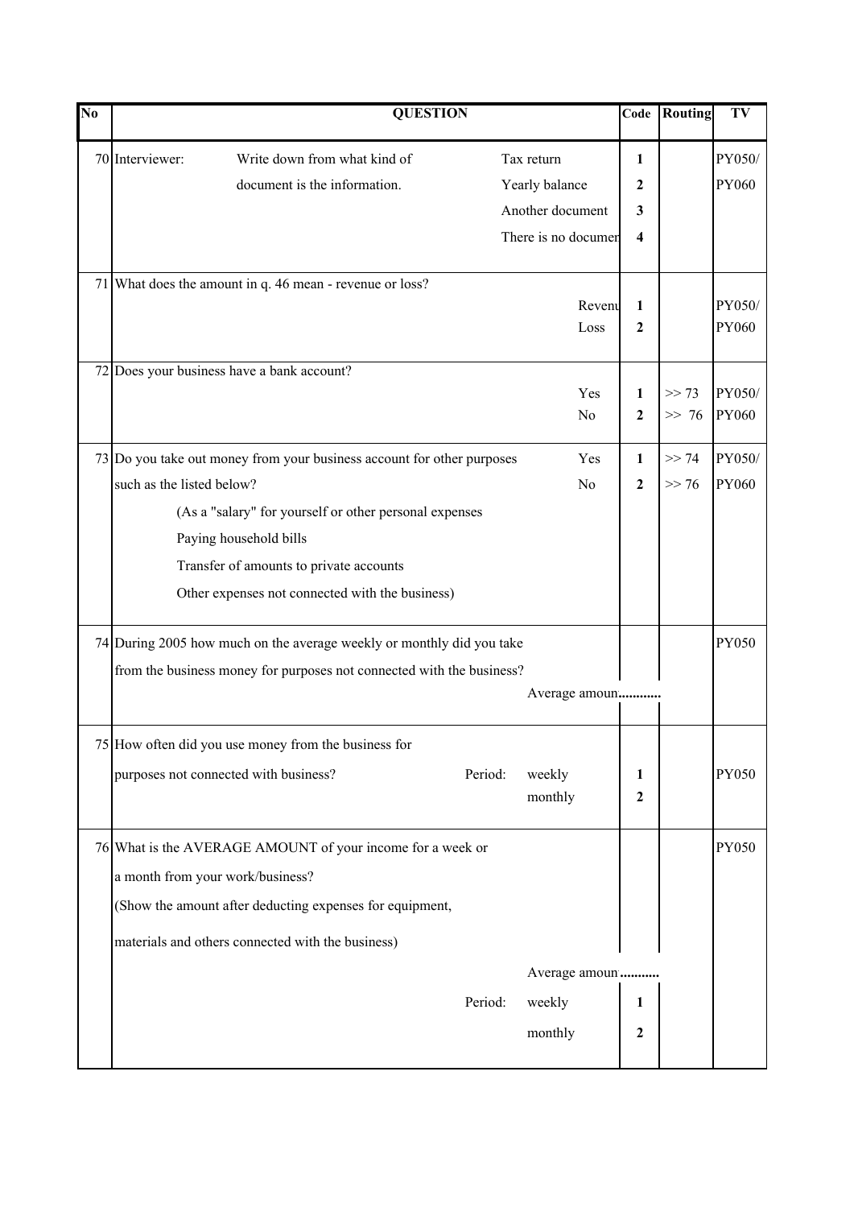| No | QUESTION | | Code | Routing | TV |
|---|---|---|---|---|---|
| 70 | Interviewer: Write down from what kind of document is the information. | Tax return | 1 | | PY050/ PY060 |
| | | Yearly balance | 2 | | |
| | | Another document | 3 | | |
| | | There is no documer | 4 | | |
| 71 | What does the amount in q. 46 mean - revenue or loss? | Revenu | 1 | | PY050/ PY060 |
| | | Loss | 2 | | |
| 72 | Does your business have a bank account? | Yes | 1 | >> 73 | PY050/ PY060 |
| | | No | 2 | >> 76 | |
| 73 | Do you take out money from your business account for other purposes such as the listed below? (As a "salary" for yourself or other personal expenses; Paying household bills; Transfer of amounts to private accounts; Other expenses not connected with the business) | Yes | 1 | >> 74 | PY050/ PY060 |
| | | No | 2 | >> 76 | |
| 74 | During 2005 how much on the average weekly or monthly did you take from the business money for purposes not connected with the business? | Average amoun ............ | | | PY050 |
| 75 | How often did you use money from the business for purposes not connected with business? | Period: weekly | 1 | | PY050 |
| | | monthly | 2 | | |
| 76 | What is the AVERAGE AMOUNT of your income for a week or a month from your work/business? (Show the amount after deducting expenses for equipment, materials and others connected with the business) | Average amoun ........... | | | PY050 |
| | | Period: weekly | 1 | | |
| | | monthly | 2 | | |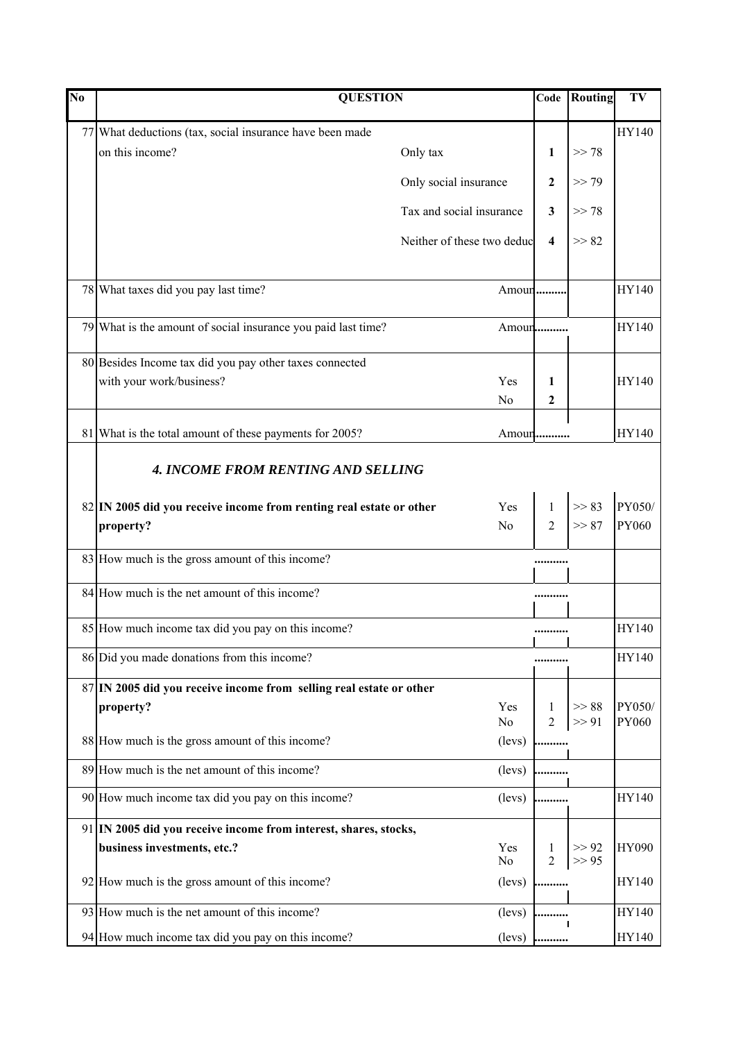| No | QUESTION | | Code | Routing | TV |
|---|---|---|---|---|---|
| 77 | What deductions (tax, social insurance have been made on this income? | Only tax | **1** | >> 78 | HY140 |
| | | Only social insurance | **2** | >> 79 | |
| | | Tax and social insurance | **3** | >> 78 | |
| | | Neither of these two deduc | **4** | >> 82 | |
| 78 | What taxes did you pay last time? | Amoun | .......... | | HY140 |
| 79 | What is the amount of social insurance you paid last time? | Amoun | .......... | | HY140 |
| 80 | Besides Income tax did you pay other taxes connected with your work/business? | Yes | **1** | | HY140 |
| | | No | **2** | | |
| 81 | What is the total amount of these payments for 2005? | Amoun | .......... | | HY140 |
| | ***4. INCOME FROM RENTING AND SELLING*** | | | | |
| 82 | **IN 2005 did you receive income from renting real estate or other property?** | Yes | 1 | >> 83 | PY050/ |
| | | No | 2 | >> 87 | PY060 |
| 83 | How much is the gross amount of this income? | | .......... | | |
| 84 | How much is the net amount of this income? | | .......... | | |
| 85 | How much income tax did you pay on this income? | | .......... | | HY140 |
| 86 | Did you made donations from this income? | | .......... | | HY140 |
| 87 | **IN 2005 did you receive income from selling real estate or other property?** | Yes | 1 | >> 88 | PY050/ |
| | | No | 2 | >> 91 | PY060 |
| 88 | How much is the gross amount of this income? | (levs) | .......... | | |
| 89 | How much is the net amount of this income? | (levs) | .......... | | |
| 90 | How much income tax did you pay on this income? | (levs) | .......... | | HY140 |
| 91 | **IN 2005 did you receive income from interest, shares, stocks, business investments, etc.?** | Yes | 1 | >> 92 | HY090 |
| | | No | 2 | >> 95 | |
| 92 | How much is the gross amount of this income? | (levs) | .......... | | HY140 |
| 93 | How much is the net amount of this income? | (levs) | .......... | | HY140 |
| 94 | How much income tax did you pay on this income? | (levs) | .......... | | HY140 |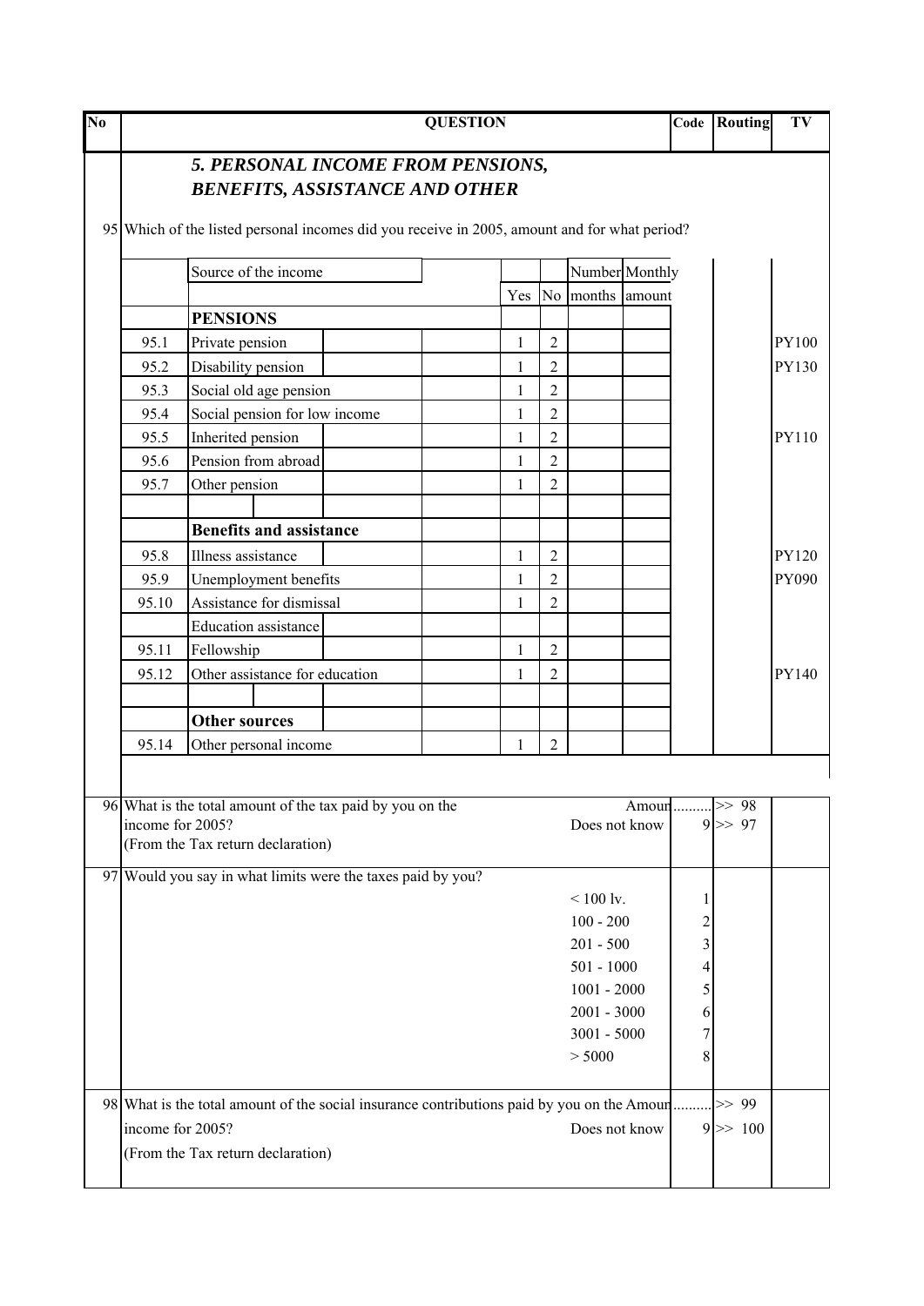| No | QUESTION | Code | Routing | TV |
|---|---|---|---|---|

### *5. PERSONAL INCOME FROM PENSIONS, BENEFITS, ASSISTANCE AND OTHER*

95 Which of the listed personal incomes did you receive in 2005, amount and for what period?

| | Source of the income | Yes | No | Number months | Monthly amount | TV |
|---|---|---|---|---|---|---|
| | **PENSIONS** | | | | | |
| 95.1 | Private pension | 1 | 2 | | | PY100 |
| 95.2 | Disability pension | 1 | 2 | | | PY130 |
| 95.3 | Social old age pension | 1 | 2 | | | |
| 95.4 | Social pension for low income | 1 | 2 | | | |
| 95.5 | Inherited pension | 1 | 2 | | | PY110 |
| 95.6 | Pension from abroad | 1 | 2 | | | |
| 95.7 | Other pension | 1 | 2 | | | |
| | **Benefits and assistance** | | | | | |
| 95.8 | Illness assistance | 1 | 2 | | | PY120 |
| 95.9 | Unemployment benefits | 1 | 2 | | | PY090 |
| 95.10 | Assistance for dismissal | 1 | 2 | | | |
| | Education assistance | | | | | |
| 95.11 | Fellowship | 1 | 2 | | | |
| 95.12 | Other assistance for education | 1 | 2 | | | PY140 |
| | **Other sources** | | | | | |
| 95.14 | Other personal income | 1 | 2 | | | |

| No | Question | Answer | Code | Routing |
|---|---|---|---|---|
| 96 | What is the total amount of the tax paid by you on the income for 2005? (From the Tax return declaration) | Amount | .......... | >> 98 |
| | | Does not know | 9 | >> 97 |
| 97 | Would you say in what limits were the taxes paid by you? | < 100 lv. | 1 | |
| | | 100 - 200 | 2 | |
| | | 201 - 500 | 3 | |
| | | 501 - 1000 | 4 | |
| | | 1001 - 2000 | 5 | |
| | | 2001 - 3000 | 6 | |
| | | 3001 - 5000 | 7 | |
| | | > 5000 | 8 | |
| 98 | What is the total amount of the social insurance contributions paid by you on the income for 2005? (From the Tax return declaration) | Amount | .......... | >> 99 |
| | | Does not know | 9 | >> 100 |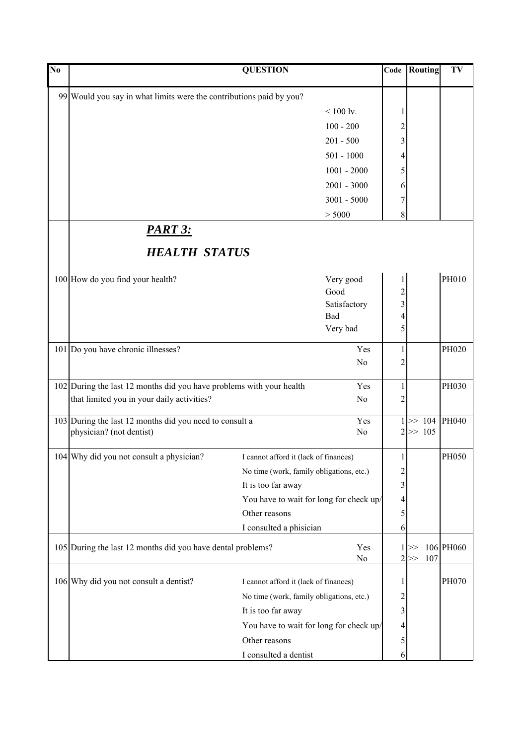| No | QUESTION | | Code | Routing | TV |
|---|---|---|---|---|---|
| 99 | Would you say in what limits were the contributions paid by you? | | | | |
| | | < 100 lv. | 1 | | |
| | | 100 - 200 | 2 | | |
| | | 201 - 500 | 3 | | |
| | | 501 - 1000 | 4 | | |
| | | 1001 - 2000 | 5 | | |
| | | 2001 - 3000 | 6 | | |
| | | 3001 - 5000 | 7 | | |
| | | > 5000 | 8 | | |
| | ***PART 3:*** | | | | |
| | ***HEALTH STATUS*** | | | | |
| 100 | How do you find your health? | Very good | 1 | | PH010 |
| | | Good | 2 | | |
| | | Satisfactory | 3 | | |
| | | Bad | 4 | | |
| | | Very bad | 5 | | |
| 101 | Do you have chronic illnesses? | Yes | 1 | | PH020 |
| | | No | 2 | | |
| 102 | During the last 12 months did you have problems with your health that limited you in your daily activities? | Yes | 1 | | PH030 |
| | | No | 2 | | |
| 103 | During the last 12 months did you need to consult a physician? (not dentist) | Yes | 1 | >> 104 | PH040 |
| | | No | 2 | >> 105 | |
| 104 | Why did you not consult a physician? | I cannot afford it (lack of finances) | 1 | | PH050 |
| | | No time (work, family obligations, etc.) | 2 | | |
| | | It is too far away | 3 | | |
| | | You have to wait for long for check up/ | 4 | | |
| | | Other reasons | 5 | | |
| | | I consulted a phisician | 6 | | |
| 105 | During the last 12 months did you have dental problems? | Yes | 1 | >> 106 | PH060 |
| | | No | 2 | >> 107 | |
| 106 | Why did you not consult a dentist? | I cannot afford it (lack of finances) | 1 | | PH070 |
| | | No time (work, family obligations, etc.) | 2 | | |
| | | It is too far away | 3 | | |
| | | You have to wait for long for check up/ | 4 | | |
| | | Other reasons | 5 | | |
| | | I consulted a dentist | 6 | | |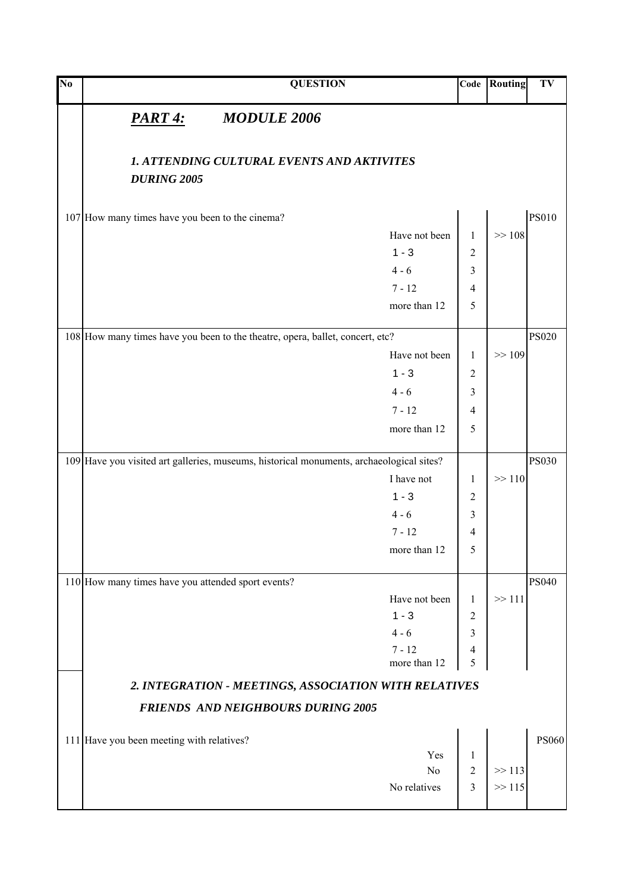| No | QUESTION | | Code | Routing | TV |
|---|---|---|---|---|---|
| | ***PART 4:*** ***MODULE 2006*** | | | | |
| | ***1. ATTENDING CULTURAL EVENTS AND AKTIVITES DURING 2005*** | | | | |
| 107 | How many times have you been to the cinema? | | | | PS010 |
| | | Have not been | 1 | >> 108 | |
| | | 1 - 3 | 2 | | |
| | | 4 - 6 | 3 | | |
| | | 7 - 12 | 4 | | |
| | | more than 12 | 5 | | |
| 108 | How many times have you been to the theatre, opera, ballet, concert, etc? | | | | PS020 |
| | | Have not been | 1 | >> 109 | |
| | | 1 - 3 | 2 | | |
| | | 4 - 6 | 3 | | |
| | | 7 - 12 | 4 | | |
| | | more than 12 | 5 | | |
| 109 | Have you visited art galleries, museums, historical monuments, archaeological sites? | | | | PS030 |
| | | I have not | 1 | >> 110 | |
| | | 1 - 3 | 2 | | |
| | | 4 - 6 | 3 | | |
| | | 7 - 12 | 4 | | |
| | | more than 12 | 5 | | |
| 110 | How many times have you attended sport events? | | | | PS040 |
| | | Have not been | 1 | >> 111 | |
| | | 1 - 3 | 2 | | |
| | | 4 - 6 | 3 | | |
| | | 7 - 12 | 4 | | |
| | | more than 12 | 5 | | |
| | ***2. INTEGRATION - MEETINGS, ASSOCIATION WITH RELATIVES FRIENDS AND NEIGHBOURS DURING 2005*** | | | | |
| 111 | Have you been meeting with relatives? | | | | PS060 |
| | | Yes | 1 | | |
| | | No | 2 | >> 113 | |
| | | No relatives | 3 | >> 115 | |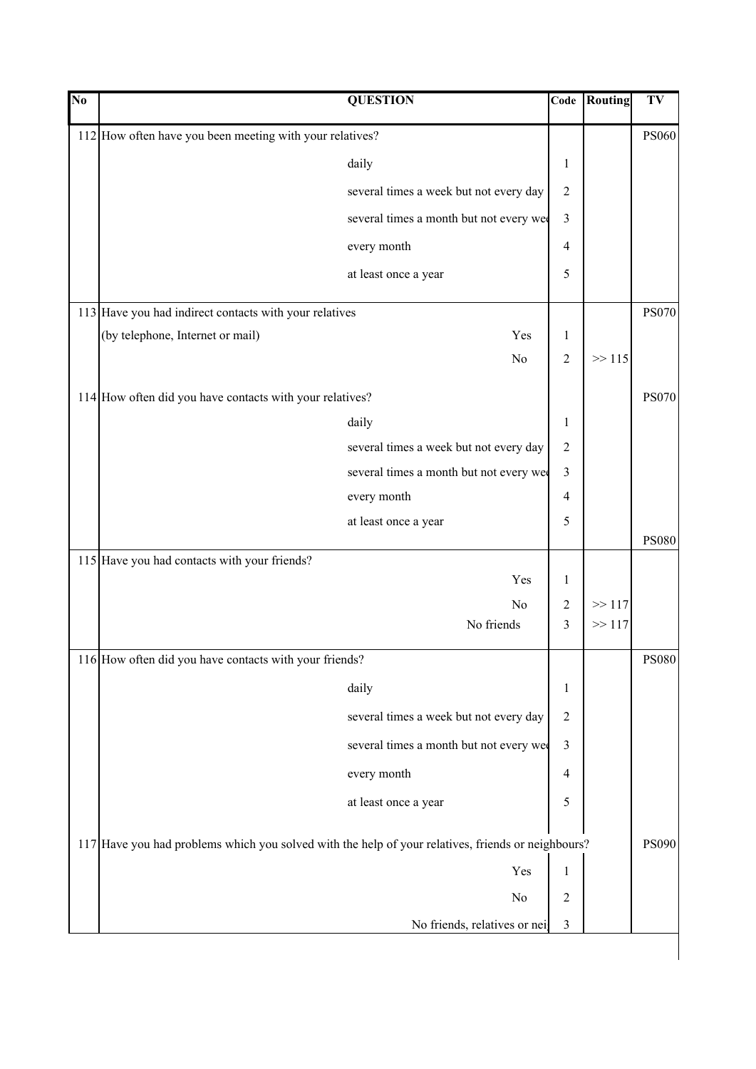| No | QUESTION | Code | Routing | TV |
|---|---|---|---|---|
| 112 | How often have you been meeting with your relatives? | | | PS060 |
| | daily | 1 | | |
| | several times a week but not every day | 2 | | |
| | several times a month but not every wee | 3 | | |
| | every month | 4 | | |
| | at least once a year | 5 | | |
| 113 | Have you had indirect contacts with your relatives | | | PS070 |
| | (by telephone, Internet or mail) Yes | 1 | | |
| | No | 2 | >> 115 | |
| 114 | How often did you have contacts with your relatives? | | | PS070 |
| | daily | 1 | | |
| | several times a week but not every day | 2 | | |
| | several times a month but not every wee | 3 | | |
| | every month | 4 | | |
| | at least once a year | 5 | | PS080 |
| 115 | Have you had contacts with your friends? | | | |
| | Yes | 1 | | |
| | No | 2 | >> 117 | |
| | No friends | 3 | >> 117 | |
| 116 | How often did you have contacts with your friends? | | | PS080 |
| | daily | 1 | | |
| | several times a week but not every day | 2 | | |
| | several times a month but not every wee | 3 | | |
| | every month | 4 | | |
| | at least once a year | 5 | | |
| 117 | Have you had problems which you solved with the help of your relatives, friends or neighbours? | | | PS090 |
| | Yes | 1 | | |
| | No | 2 | | |
| | No friends, relatives or nei | 3 | | |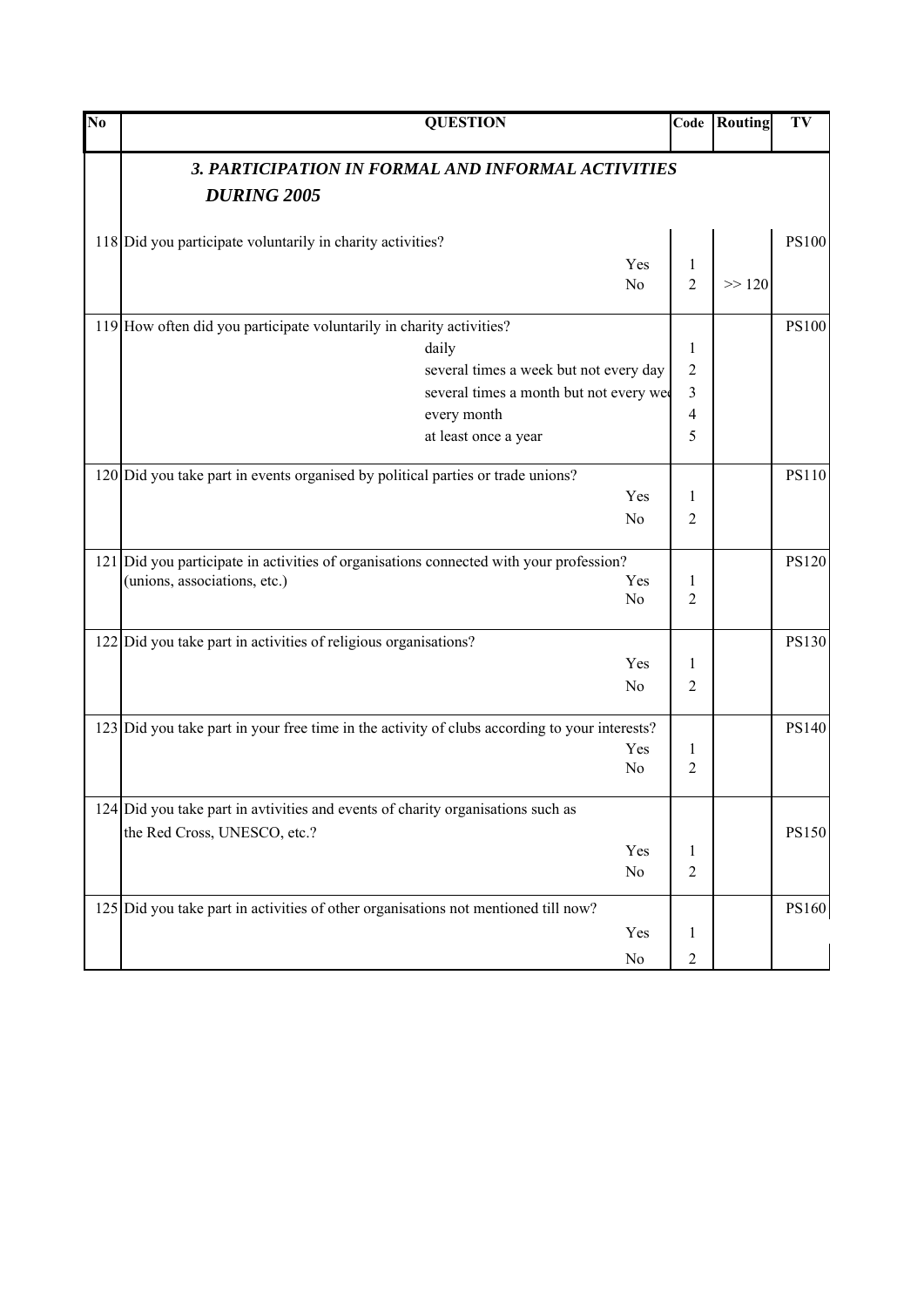| No | QUESTION | Code | Routing | TV |
|---|---|---|---|---|
| | ***3. PARTICIPATION IN FORMAL AND INFORMAL ACTIVITIES DURING 2005*** | | | |
| 118 | Did you participate voluntarily in charity activities? | | | PS100 |
| | Yes | 1 | | |
| | No | 2 | >> 120 | |
| 119 | How often did you participate voluntarily in charity activities? | | | PS100 |
| | daily | 1 | | |
| | several times a week but not every day | 2 | | |
| | several times a month but not every wee | 3 | | |
| | every month | 4 | | |
| | at least once a year | 5 | | |
| 120 | Did you take part in events organised by political parties or trade unions? | | | PS110 |
| | Yes | 1 | | |
| | No | 2 | | |
| 121 | Did you participate in activities of organisations connected with your profession? (unions, associations, etc.) | | | PS120 |
| | Yes | 1 | | |
| | No | 2 | | |
| 122 | Did you take part in activities of religious organisations? | | | PS130 |
| | Yes | 1 | | |
| | No | 2 | | |
| 123 | Did you take part in your free time in the activity of clubs according to your interests? | | | PS140 |
| | Yes | 1 | | |
| | No | 2 | | |
| 124 | Did you take part in avtivities and events of charity organisations such as the Red Cross, UNESCO, etc.? | | | PS150 |
| | Yes | 1 | | |
| | No | 2 | | |
| 125 | Did you take part in activities of other organisations not mentioned till now? | | | PS160 |
| | Yes | 1 | | |
| | No | 2 | | |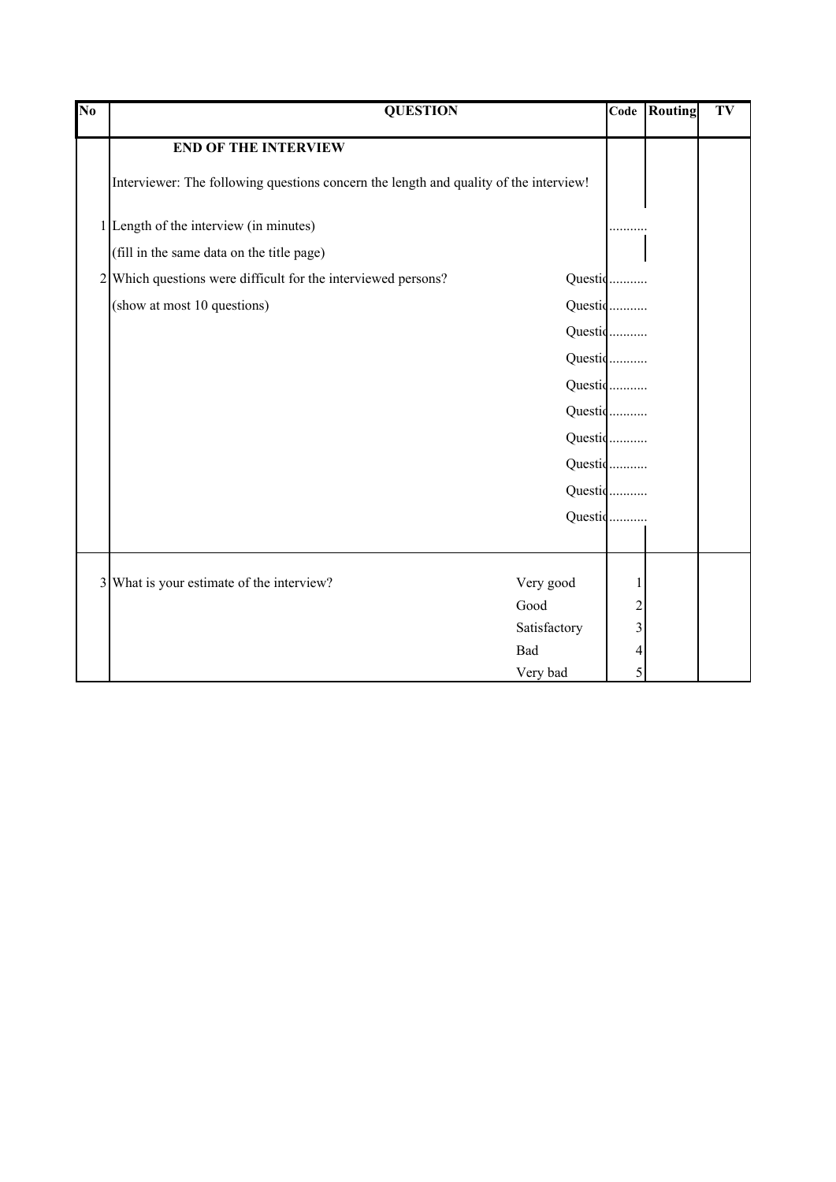| No | QUESTION | | Code | Routing | TV |
|---|---|---|---|---|---|
| | **END OF THE INTERVIEW** | | | | |
| | Interviewer: The following questions concern the length and quality of the interview! | | | | |
| 1 | Length of the interview (in minutes) | | ........... | | |
| | (fill in the same data on the title page) | | | | |
| 2 | Which questions were difficult for the interviewed persons? | Questio | ........... | | |
| | (show at most 10 questions) | Questio | ........... | | |
| | | Questio | ........... | | |
| | | Questio | ........... | | |
| | | Questio | ........... | | |
| | | Questio | ........... | | |
| | | Questio | ........... | | |
| | | Questio | ........... | | |
| | | Questio | ........... | | |
| | | Questio | ........... | | |
| 3 | What is your estimate of the interview? | Very good | 1 | | |
| | | Good | 2 | | |
| | | Satisfactory | 3 | | |
| | | Bad | 4 | | |
| | | Very bad | 5 | | |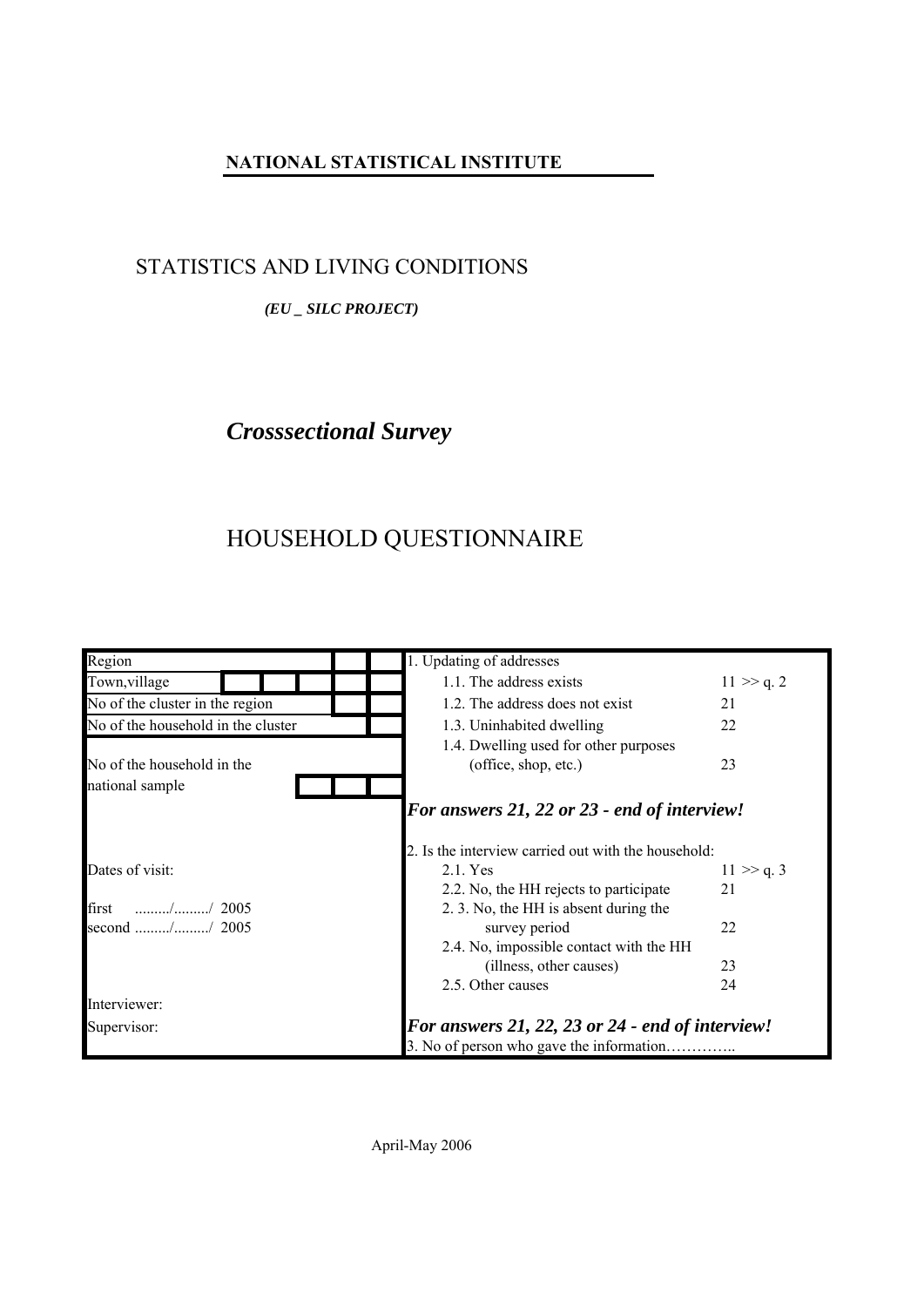**NATIONAL STATISTICAL INSTITUTE**

STATISTICS AND LIVING CONDITIONS

***(EU _ SILC PROJECT)***

# *Crosssectional Survey*

# HOUSEHOLD QUESTIONNAIRE

| | |
|---|---|
| Region | 1. Updating of addresses |
| Town,village | 1.1. The address exists — 11 >> q. 2 |
| No of the cluster in the region | 1.2. The address does not exist — 21 |
| No of the household in the cluster | 1.3. Uninhabited dwelling — 22 |
| No of the household in the national sample | 1.4. Dwelling used for other purposes (office, shop, etc.) — 23 |
| | ***For answers 21, 22 or 23 - end of interview!*** |
| | 2. Is the interview carried out with the household: |
| Dates of visit: | 2.1. Yes — 11 >> q. 3 |
| | 2.2. No, the HH rejects to participate — 21 |
| first ........./........./ 2005 | 2. 3. No, the HH is absent during the survey period — 22 |
| second ........./........./ 2005 | |
| | 2.4. No, impossible contact with the HH (illness, other causes) — 23 |
| | 2.5. Other causes — 24 |
| Interviewer: | |
| Supervisor: | ***For answers 21, 22, 23 or 24 - end of interview!*** |
| | 3. No of person who gave the information………….. |

April-May 2006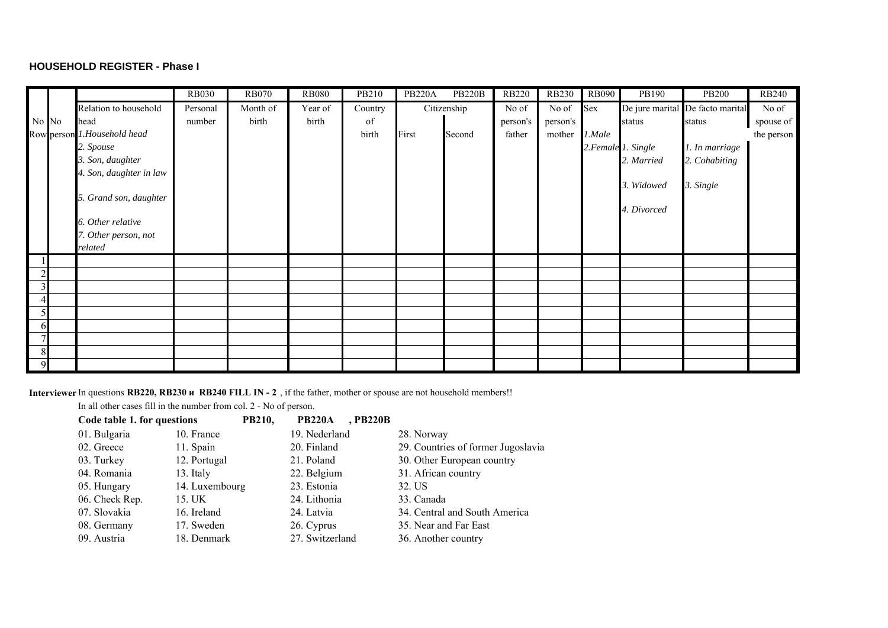## HOUSEHOLD REGISTER - Phase I

| No Row | No person | Relation to household head *1.Household head* *2. Spouse* *3. Son, daughter* *4. Son, daughter in law* *5. Grand son, daughter* *6. Other relative* *7. Other person, not related* | RB030 Personal number | RB070 Month of birth | RB080 Year of birth | PB210 Country of birth | PB220A Citizenship First | PB220B Citizenship Second | RB220 No of person's father | RB230 No of person's mother | RB090 Sex *1.Male* *2.Female* | PB190 De jure marital status *1. Single* *2. Married* *3. Widowed* *4. Divorced* | PB200 De facto marital status *1. In marriage* *2. Cohabiting* *3. Single* | RB240 No of spouse of the person |
|---|---|---|---|---|---|---|---|---|---|---|---|---|---|---|
| 1 | | | | | | | | | | | | | | |
| 2 | | | | | | | | | | | | | | |
| 3 | | | | | | | | | | | | | | |
| 4 | | | | | | | | | | | | | | |
| 5 | | | | | | | | | | | | | | |
| 6 | | | | | | | | | | | | | | |
| 7 | | | | | | | | | | | | | | |
| 8 | | | | | | | | | | | | | | |
| 9 | | | | | | | | | | | | | | |

**Interviewer** In questions **RB220, RB230 и RB240 FILL IN - 2** , if the father, mother or spouse are not household members!!

In all other cases fill in the number from col. 2 - No of person.

**Code table 1. for questions PB210, PB220A , PB220B**

| | | | |
|---|---|---|---|
| 01. Bulgaria | 10. France | 19. Nederland | 28. Norway |
| 02. Greece | 11. Spain | 20. Finland | 29. Countries of former Jugoslavia |
| 03. Turkey | 12. Portugal | 21. Poland | 30. Other European country |
| 04. Romania | 13. Italy | 22. Belgium | 31. African country |
| 05. Hungary | 14. Luxembourg | 23. Estonia | 32. US |
| 06. Check Rep. | 15. UK | 24. Lithonia | 33. Canada |
| 07. Slovakia | 16. Ireland | 24. Latvia | 34. Central and South America |
| 08. Germany | 17. Sweden | 26. Cyprus | 35. Near and Far East |
| 09. Austria | 18. Denmark | 27. Switzerland | 36. Another country |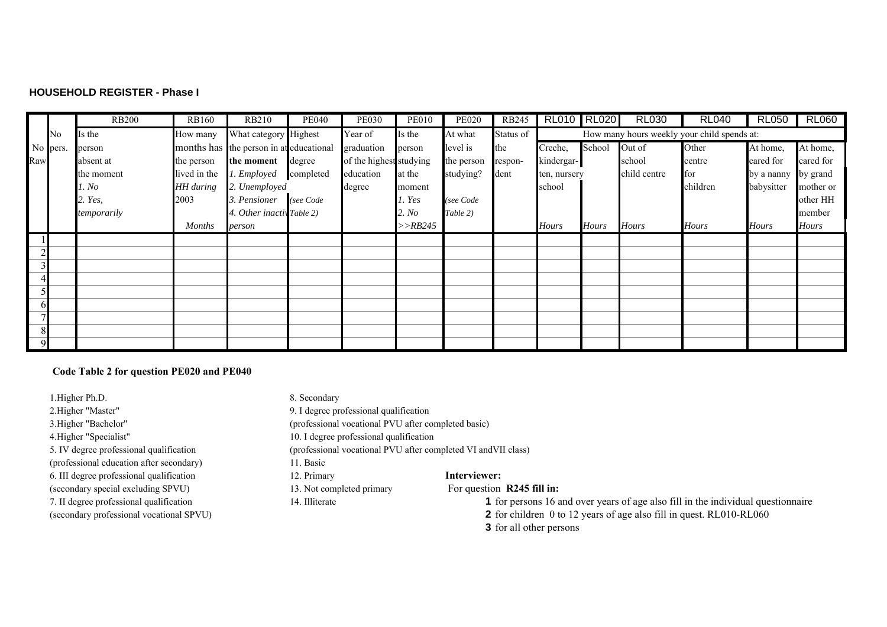**HOUSEHOLD REGISTER - Phase I**

| No Raw | No pers. | RB200 | RB160 | RB210 | PE040 | PE030 | PE010 | PE020 | RB245 | RL010 | RL020 | RL030 | RL040 | RL050 | RL060 |
|---|---|---|---|---|---|---|---|---|---|---|---|---|---|---|---|
| | | Is the person absent at the moment *1. No* *2. Yes, temporarily* | How many months has the person lived in the *HH during* 2003 *Months* | What category the person in at **the moment** *1. Employed* *2. Unemployed* *3. Pensioner* *4. Other inactive person* | Highest educational degree completed *(see Code Table 2)* | Year of graduation of the highest education degree | Is the person studying at the moment *1. Yes* *2. No* *>>RB245* | At what level is the person studying? *(see Code Table 2)* | Status of the respon-dent | How many hours weekly your child spends at: Creche, kindergar-ten, nursery school *Hours* | School *Hours* | Out of school child centre *Hours* | Other centre for children *Hours* | At home, cared for by a nanny babysitter *Hours* | At home, cared for by grand mother or other HH member *Hours* |
| 1 | | | | | | | | | | | | | | | |
| 2 | | | | | | | | | | | | | | | |
| 3 | | | | | | | | | | | | | | | |
| 4 | | | | | | | | | | | | | | | |
| 5 | | | | | | | | | | | | | | | |
| 6 | | | | | | | | | | | | | | | |
| 7 | | | | | | | | | | | | | | | |
| 8 | | | | | | | | | | | | | | | |
| 9 | | | | | | | | | | | | | | | |

**Code Table 2 for question PE020 and PE040**

1.Higher Ph.D.
2.Higher "Master"
3.Higher "Bachelor"
4.Higher "Specialist"
5. IV degree professional qualification
(professional education after secondary)
6. III degree professional qualification
(secondary special excluding SPVU)
7. II degree professional qualification
(secondary professional vocational SPVU)
8. Secondary
9. I degree professional qualification
(professional vocational PVU after completed basic)
10. I degree professional qualification
(professional vocational PVU after completed VI andVII class)
11. Basic
12. Primary
13. Not completed primary
14. Illiterate

**Interviewer:**

For question **R245 fill in:**

**1** for persons 16 and over years of age also fill in the individual questionnaire
**2** for children 0 to 12 years of age also fill in quest. RL010-RL060
**3** for all other persons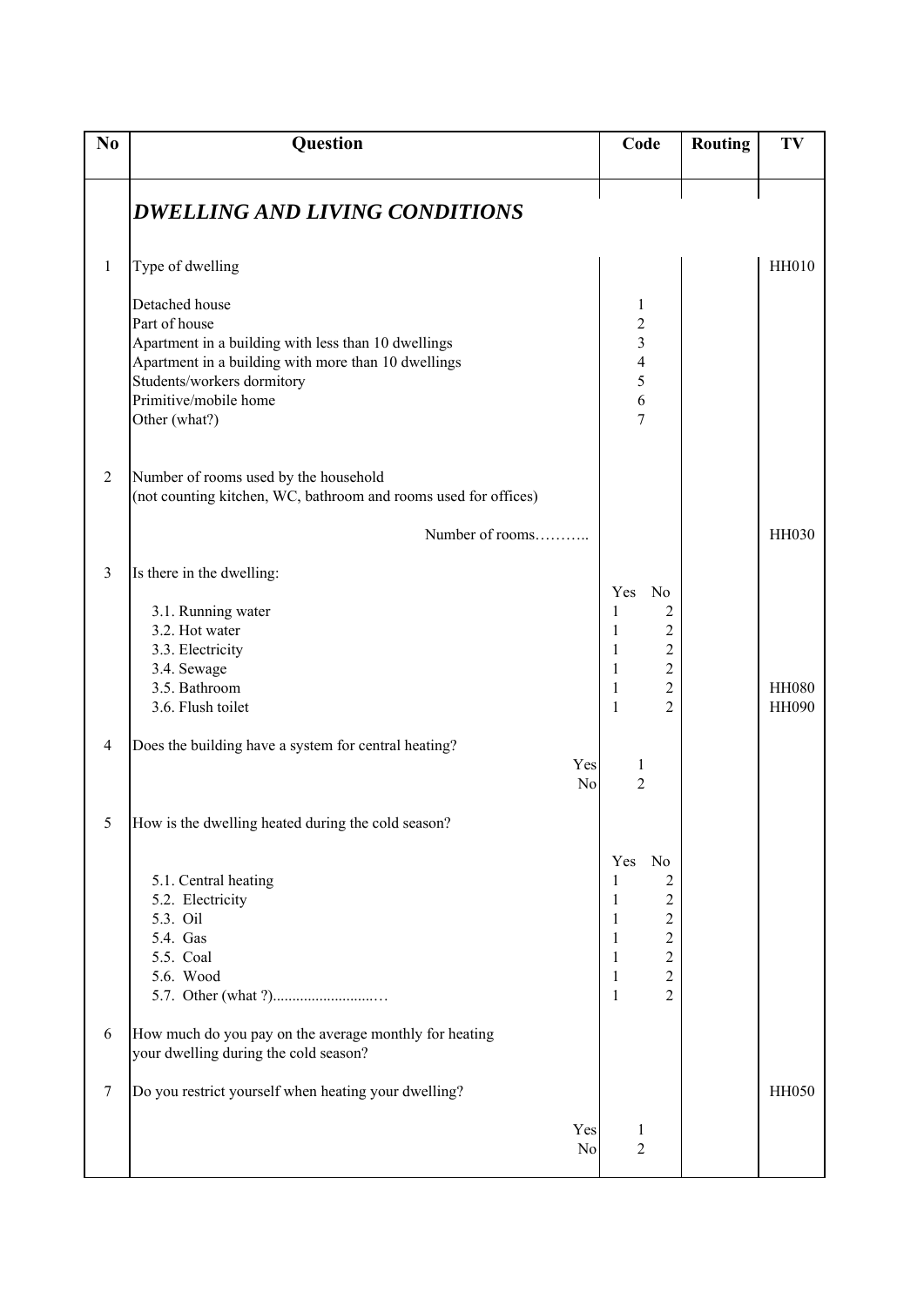| No | Question | Code | Routing | TV |
|---|---|---|---|---|
| | ***DWELLING AND LIVING CONDITIONS*** | | | |
| 1 | Type of dwelling | | | HH010 |
| | Detached house | 1 | | |
| | Part of house | 2 | | |
| | Apartment in a building with less than 10 dwellings | 3 | | |
| | Apartment in a building with more than 10 dwellings | 4 | | |
| | Students/workers dormitory | 5 | | |
| | Primitive/mobile home | 6 | | |
| | Other (what?) | 7 | | |
| 2 | Number of rooms used by the household<br>(not counting kitchen, WC, bathroom and rooms used for offices) | | | |
| | Number of rooms……….. | | | HH030 |
| 3 | Is there in the dwelling: | Yes No | | |
| | 3.1. Running water | 1 2 | | |
| | 3.2. Hot water | 1 2 | | |
| | 3.3. Electricity | 1 2 | | |
| | 3.4. Sewage | 1 2 | | |
| | 3.5. Bathroom | 1 2 | | HH080 |
| | 3.6. Flush toilet | 1 2 | | HH090 |
| 4 | Does the building have a system for central heating? | | | |
| | Yes | 1 | | |
| | No | 2 | | |
| 5 | How is the dwelling heated during the cold season? | Yes No | | |
| | 5.1. Central heating | 1 2 | | |
| | 5.2. Electricity | 1 2 | | |
| | 5.3. Oil | 1 2 | | |
| | 5.4. Gas | 1 2 | | |
| | 5.5. Coal | 1 2 | | |
| | 5.6. Wood | 1 2 | | |
| | 5.7. Other (what ?)...........................… | 1 2 | | |
| 6 | How much do you pay on the average monthly for heating your dwelling during the cold season? | | | |
| 7 | Do you restrict yourself when heating your dwelling? | | | HH050 |
| | Yes | 1 | | |
| | No | 2 | | |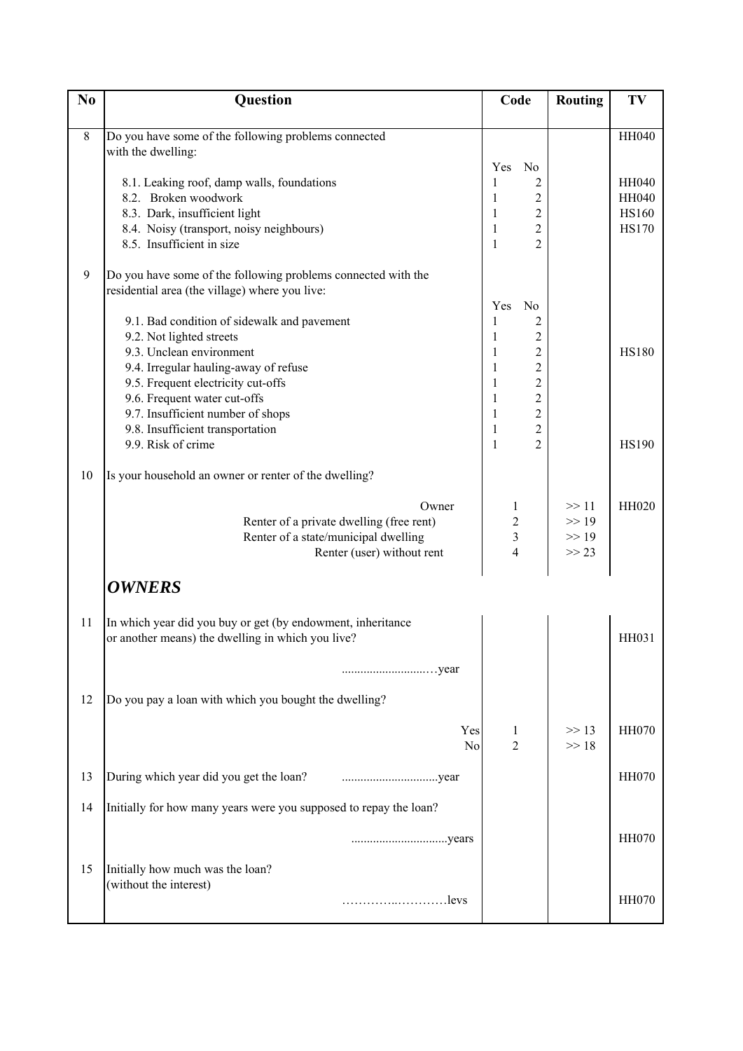| No | Question | Code | Routing | TV |
|---|---|---|---|---|
| 8 | Do you have some of the following problems connected with the dwelling: | | | HH040 |
| | | Yes No | | |
| | 8.1. Leaking roof, damp walls, foundations | 1 2 | | HH040 |
| | 8.2. Broken woodwork | 1 2 | | HH040 |
| | 8.3. Dark, insufficient light | 1 2 | | HS160 |
| | 8.4. Noisy (transport, noisy neighbours) | 1 2 | | HS170 |
| | 8.5. Insufficient in size | 1 2 | | |
| 9 | Do you have some of the following problems connected with the residential area (the village) where you live: | | | |
| | | Yes No | | |
| | 9.1. Bad condition of sidewalk and pavement | 1 2 | | |
| | 9.2. Not lighted streets | 1 2 | | |
| | 9.3. Unclean environment | 1 2 | | HS180 |
| | 9.4. Irregular hauling-away of refuse | 1 2 | | |
| | 9.5. Frequent electricity cut-offs | 1 2 | | |
| | 9.6. Frequent water cut-offs | 1 2 | | |
| | 9.7. Insufficient number of shops | 1 2 | | |
| | 9.8. Insufficient transportation | 1 2 | | |
| | 9.9. Risk of crime | 1 2 | | HS190 |
| 10 | Is your household an owner or renter of the dwelling? | | | |
| | Owner | 1 | >> 11 | HH020 |
| | Renter of a private dwelling (free rent) | 2 | >> 19 | |
| | Renter of a state/municipal dwelling | 3 | >> 19 | |
| | Renter (user) without rent | 4 | >> 23 | |
| | ***OWNERS*** | | | |
| 11 | In which year did you buy or get (by endowment, inheritance or another means) the dwelling in which you live? | | | HH031 |
| | ...........................…year | | | |
| 12 | Do you pay a loan with which you bought the dwelling? | | | |
| | Yes | 1 | >> 13 | HH070 |
| | No | 2 | >> 18 | |
| 13 | During which year did you get the loan? ..............................year | | | HH070 |
| 14 | Initially for how many years were you supposed to repay the loan? | | | |
| | ..............................years | | | HH070 |
| 15 | Initially how much was the loan? (without the interest) | | | |
| | …………..…………levs | | | HH070 |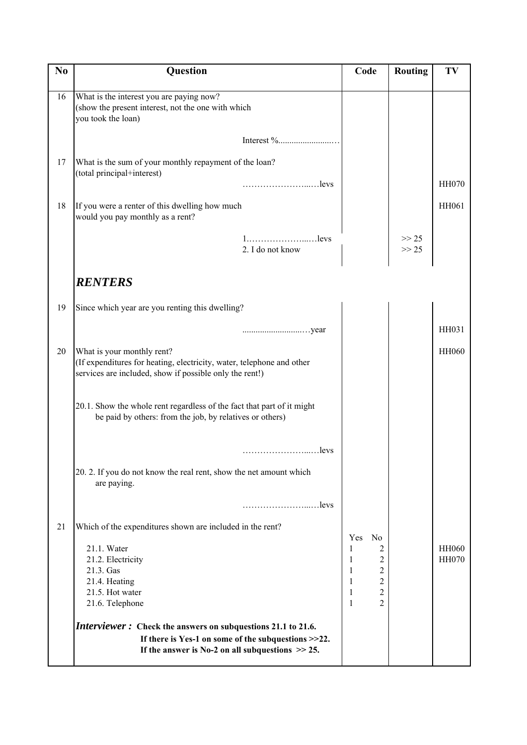| No | Question | Code | Routing | TV |
|---|---|---|---|---|
| 16 | What is the interest you are paying now?<br>(show the present interest, not the one with which you took the loan)<br><br>Interest %........................… | | | |
| 17 | What is the sum of your monthly repayment of the loan?<br>(total principal+interest)<br><br>…………………...…levs | | | HH070 |
| 18 | If you were a renter of this dwelling how much would you pay monthly as a rent? | | | HH061 |
| | 1.………………...…levs | | >> 25 | |
| | 2. I do not know | | >> 25 | |
| | ***RENTERS*** | | | |
| 19 | Since which year are you renting this dwelling?<br><br>..........................…year | | | HH031 |
| 20 | What is your monthly rent?<br>(If expenditures for heating, electricity, water, telephone and other services are included, show if possible only the rent!)<br><br>20.1. Show the whole rent regardless of the fact that part of it might be paid by others: from the job, by relatives or others)<br><br>…………………...…levs<br><br>20. 2. If you do not know the real rent, show the net amount which are paying.<br><br>…………………...…levs | | | HH060 |
| 21 | Which of the expenditures shown are included in the rent? | Yes No | | |
| | 21.1. Water | 1 2 | | HH060 |
| | 21.2. Electricity | 1 2 | | HH070 |
| | 21.3. Gas | 1 2 | | |
| | 21.4. Heating | 1 2 | | |
| | 21.5. Hot water | 1 2 | | |
| | 21.6. Telephone | 1 2 | | |
| | ***Interviewer :*** **Check the answers on subquestions 21.1 to 21.6.**<br>**If there is Yes-1 on some of the subquestions >>22.**<br>**If the answer is No-2 on all subquestions >> 25.** | | | |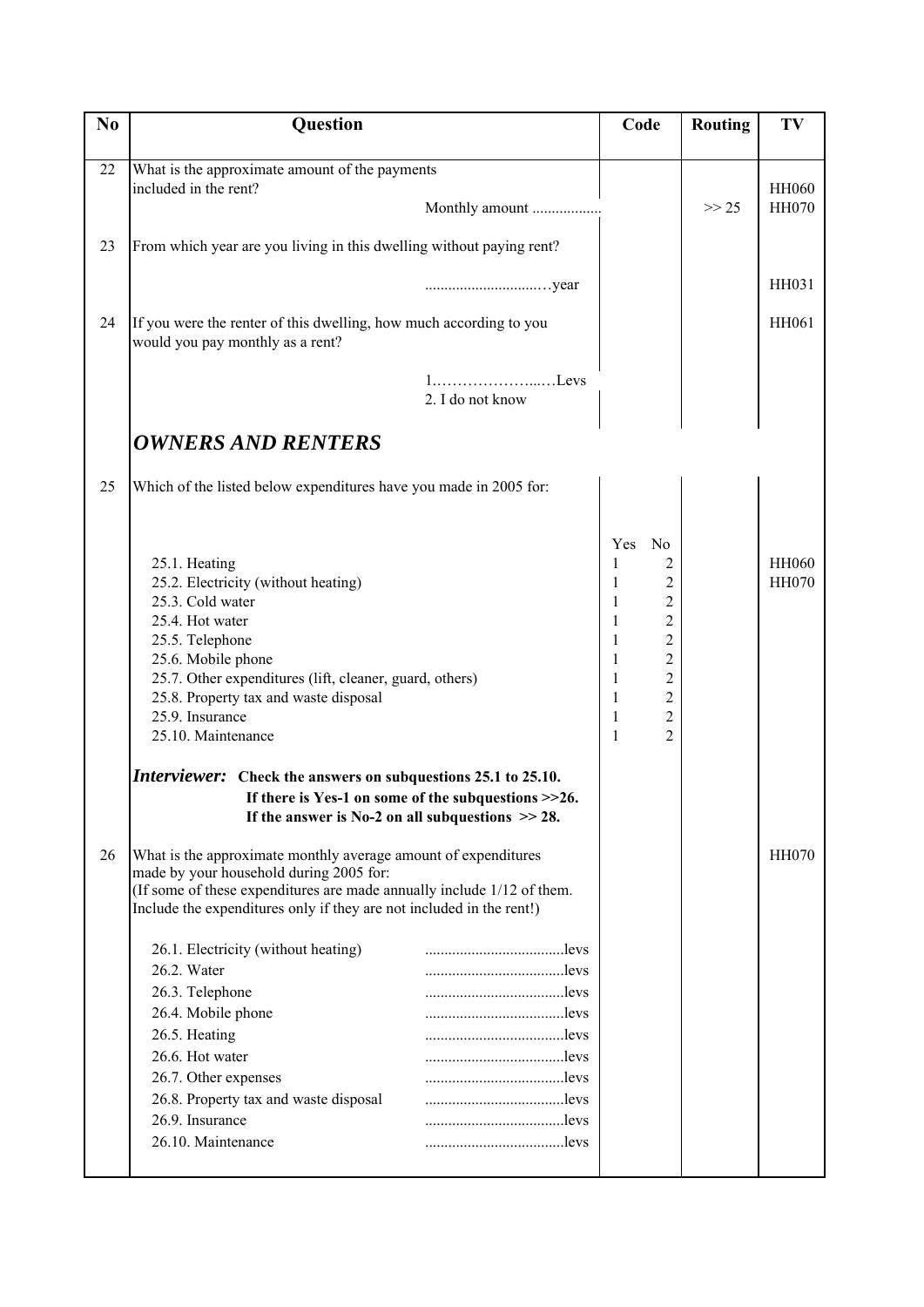| No | Question | Code | Routing | TV |
|---|---|---|---|---|
| 22 | What is the approximate amount of the payments included in the rent? | | | HH060 |
| | Monthly amount .................. | | >> 25 | HH070 |
| 23 | From which year are you living in this dwelling without paying rent? | | | |
| | ...............................year | | | HH031 |
| 24 | If you were the renter of this dwelling, how much according to you would you pay monthly as a rent? | | | HH061 |
| | 1.…………………...…Levs | | | |
| | 2. I do not know | | | |
| | ***OWNERS AND RENTERS*** | | | |
| 25 | Which of the listed below expenditures have you made in 2005 for: | | | |
| | | Yes No | | |
| | 25.1. Heating | 1 2 | | HH060 |
| | 25.2. Electricity (without heating) | 1 2 | | HH070 |
| | 25.3. Cold water | 1 2 | | |
| | 25.4. Hot water | 1 2 | | |
| | 25.5. Telephone | 1 2 | | |
| | 25.6. Mobile phone | 1 2 | | |
| | 25.7. Other expenditures (lift, cleaner, guard, others) | 1 2 | | |
| | 25.8. Property tax and waste disposal | 1 2 | | |
| | 25.9. Insurance | 1 2 | | |
| | 25.10. Maintenance | 1 2 | | |
| | ***Interviewer:*** **Check the answers on subquestions 25.1 to 25.10. If there is Yes-1 on some of the subquestions >>26. If the answer is No-2 on all subquestions >> 28.** | | | |
| 26 | What is the approximate monthly average amount of expenditures made by your household during 2005 for: (If some of these expenditures are made annually include 1/12 of them. Include the expenditures only if they are not included in the rent!) | | | HH070 |
| | 26.1. Electricity (without heating) ....................................levs | | | |
| | 26.2. Water ....................................levs | | | |
| | 26.3. Telephone ....................................levs | | | |
| | 26.4. Mobile phone ....................................levs | | | |
| | 26.5. Heating ....................................levs | | | |
| | 26.6. Hot water ....................................levs | | | |
| | 26.7. Other expenses ....................................levs | | | |
| | 26.8. Property tax and waste disposal ....................................levs | | | |
| | 26.9. Insurance ....................................levs | | | |
| | 26.10. Maintenance ....................................levs | | | |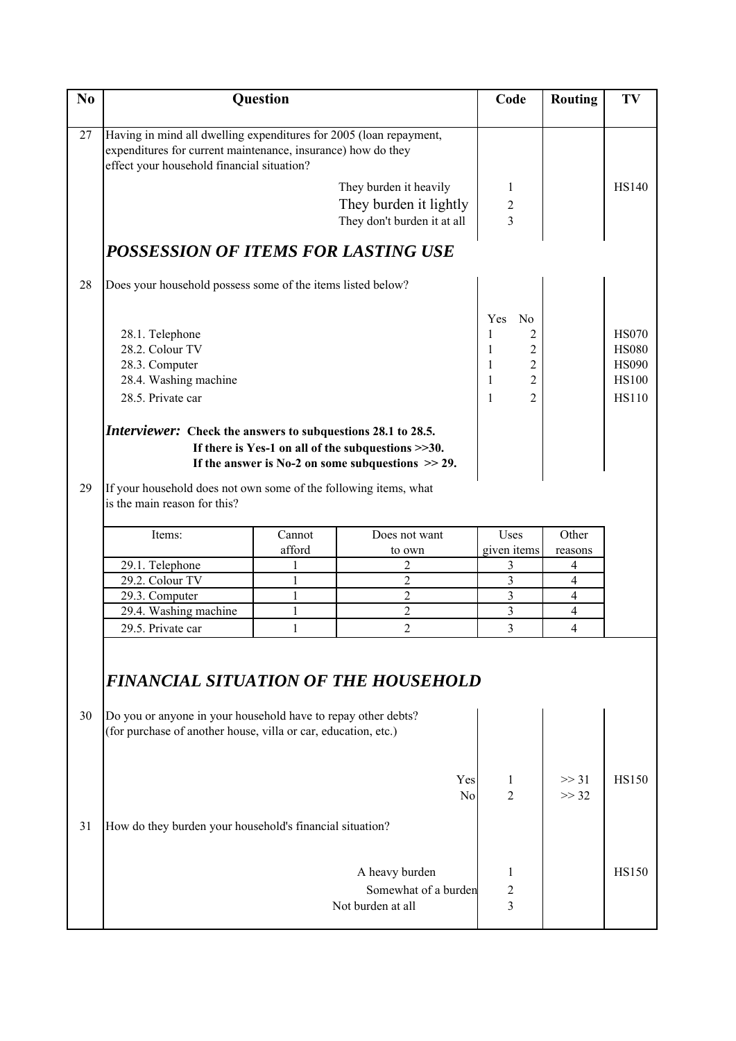| No | Question | Code | Routing | TV |
|---|---|---|---|---|
| 27 | Having in mind all dwelling expenditures for 2005 (loan repayment, expenditures for current maintenance, insurance) how do they effect your household financial situation? | | | |
| | They burden it heavily | 1 | | HS140 |
| | They burden it lightly | 2 | | |
| | They don't burden it at all | 3 | | |

## *POSSESSION OF ITEMS FOR LASTING USE*

| No | Question | Yes | No | Routing | TV |
|---|---|---|---|---|---|
| 28 | Does your household possess some of the items listed below? | | | | |
| | 28.1. Telephone | 1 | 2 | | HS070 |
| | 28.2. Colour TV | 1 | 2 | | HS080 |
| | 28.3. Computer | 1 | 2 | | HS090 |
| | 28.4. Washing machine | 1 | 2 | | HS100 |
| | 28.5. Private car | 1 | 2 | | HS110 |

***Interviewer:*** **Check the answers to subquestions 28.1 to 28.5.**
**If there is Yes-1 on all of the subquestions >>30.**
**If the answer is No-2 on some subquestions >> 29.**

29 If your household does not own some of the following items, what is the main reason for this?

| Items: | Cannot afford | Does not want to own | Uses given items | Other reasons |
|---|---|---|---|---|
| 29.1. Telephone | 1 | 2 | 3 | 4 |
| 29.2. Colour TV | 1 | 2 | 3 | 4 |
| 29.3. Computer | 1 | 2 | 3 | 4 |
| 29.4. Washing machine | 1 | 2 | 3 | 4 |
| 29.5. Private car | 1 | 2 | 3 | 4 |

## *FINANCIAL SITUATION OF THE HOUSEHOLD*

| No | Question | Code | Routing | TV |
|---|---|---|---|---|
| 30 | Do you or anyone in your household have to repay other debts? (for purchase of another house, villa or car, education, etc.) | | | |
| | Yes | 1 | >> 31 | HS150 |
| | No | 2 | >> 32 | |
| 31 | How do they burden your household's financial situation? | | | |
| | A heavy burden | 1 | | HS150 |
| | Somewhat of a burden | 2 | | |
| | Not burden at all | 3 | | |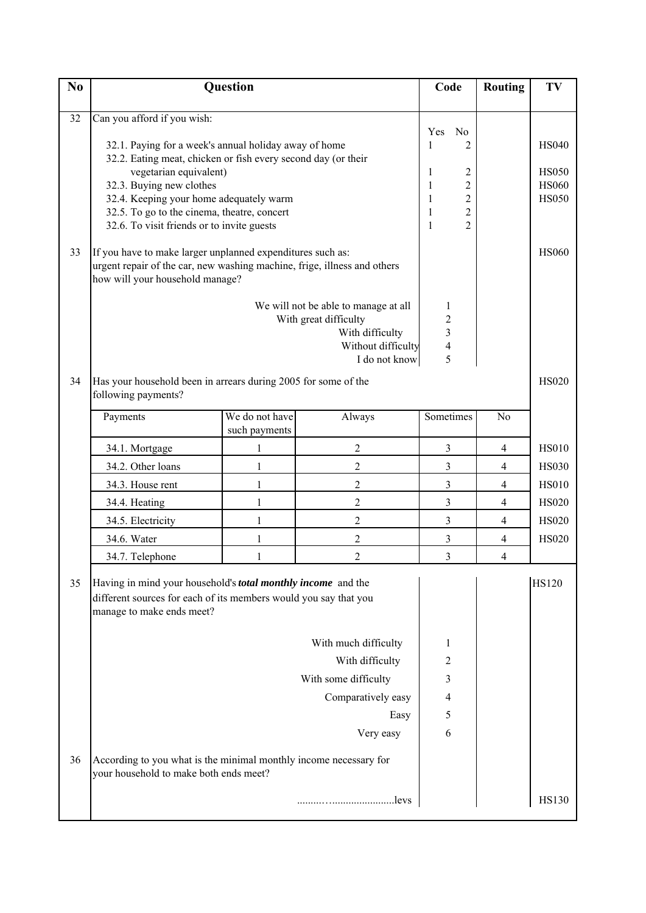| No | Question | Code | Routing | TV |
|---|---|---|---|---|
| 32 | Can you afford if you wish: | Yes No | | |
| | 32.1. Paying for a week's annual holiday away of home | 1 2 | | HS040 |
| | 32.2. Eating meat, chicken or fish every second day (or their vegetarian equivalent) | 1 2 | | HS050 |
| | 32.3. Buying new clothes | 1 2 | | HS060 |
| | 32.4. Keeping your home adequately warm | 1 2 | | HS050 |
| | 32.5. To go to the cinema, theatre, concert | 1 2 | | |
| | 32.6. To visit friends or to invite guests | 1 2 | | |
| 33 | If you have to make larger unplanned expenditures such as: urgent repair of the car, new washing machine, frige, illness and others how will your household manage? | | | HS060 |
| | We will not be able to manage at all | 1 | | |
| | With great difficulty | 2 | | |
| | With difficulty | 3 | | |
| | Without difficulty | 4 | | |
| | I do not know | 5 | | |

**34** Has your household been in arrears during 2005 for some of the following payments? — HS020

| Payments | We do not have such payments | Always | Sometimes | No | TV |
|---|---|---|---|---|---|
| 34.1. Mortgage | 1 | 2 | 3 | 4 | HS010 |
| 34.2. Other loans | 1 | 2 | 3 | 4 | HS030 |
| 34.3. House rent | 1 | 2 | 3 | 4 | HS010 |
| 34.4. Heating | 1 | 2 | 3 | 4 | HS020 |
| 34.5. Electricity | 1 | 2 | 3 | 4 | HS020 |
| 34.6. Water | 1 | 2 | 3 | 4 | HS020 |
| 34.7. Telephone | 1 | 2 | 3 | 4 | |

| No | Question | Code | Routing | TV |
|---|---|---|---|---|
| 35 | Having in mind your household's ***total monthly income*** and the different sources for each of its members would you say that you manage to make ends meet? | | | HS120 |
| | With much difficulty | 1 | | |
| | With difficulty | 2 | | |
| | With some difficulty | 3 | | |
| | Comparatively easy | 4 | | |
| | Easy | 5 | | |
| | Very easy | 6 | | |
| 36 | According to you what is the minimal monthly income necessary for your household to make both ends meet? | | | |
| | ...................................levs | | | HS130 |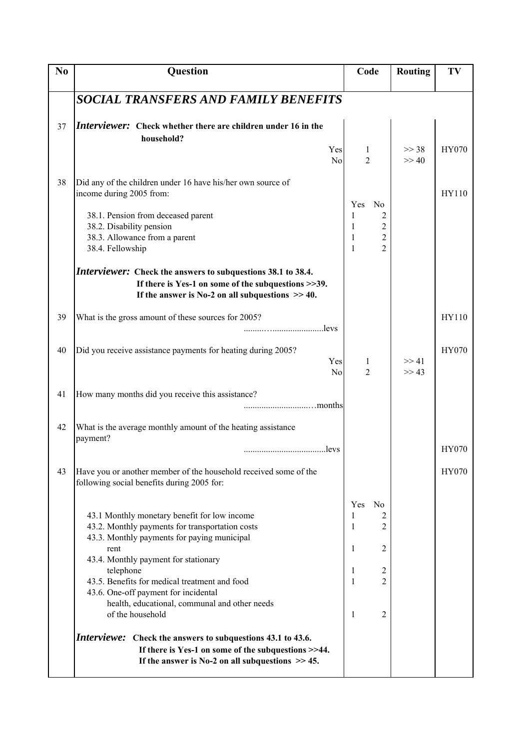| No | Question | Code | Routing | TV |
|---|---|---|---|---|
| | ***SOCIAL TRANSFERS AND FAMILY BENEFITS*** | | | |
| 37 | ***Interviewer:*** **Check whether there are children under 16 in the household?** | | | |
| | Yes | 1 | >> 38 | HY070 |
| | No | 2 | >> 40 | |
| 38 | Did any of the children under 16 have his/her own source of income during 2005 from: | | | HY110 |
| | | Yes No | | |
| | 38.1. Pension from deceased parent | 1 2 | | |
| | 38.2. Disability pension | 1 2 | | |
| | 38.3. Allowance from a parent | 1 2 | | |
| | 38.4. Fellowship | 1 2 | | |
| | ***Interviewer:*** **Check the answers to subquestions 38.1 to 38.4. If there is Yes-1 on some of the subquestions >>39. If the answer is No-2 on all subquestions >> 40.** | | | |
| 39 | What is the gross amount of these sources for 2005? ..................................levs | | | HY110 |
| 40 | Did you receive assistance payments for heating during 2005? | | | HY070 |
| | Yes | 1 | >> 41 | |
| | No | 2 | >> 43 | |
| 41 | How many months did you receive this assistance? ................................months | | | |
| 42 | What is the average monthly amount of the heating assistance payment? ....................................levs | | | HY070 |
| 43 | Have you or another member of the household received some of the following social benefits during 2005 for: | | | HY070 |
| | | Yes No | | |
| | 43.1 Monthly monetary benefit for low income | 1 2 | | |
| | 43.2. Monthly payments for transportation costs | 1 2 | | |
| | 43.3. Monthly payments for paying municipal rent | 1 2 | | |
| | 43.4. Monthly payment for stationary telephone | 1 2 | | |
| | 43.5. Benefits for medical treatment and food | 1 2 | | |
| | 43.6. One-off payment for incidental health, educational, communal and other needs of the household | 1 2 | | |
| | ***Interviewe:*** **Check the answers to subquestions 43.1 to 43.6. If there is Yes-1 on some of the subquestions >>44. If the answer is No-2 on all subquestions >> 45.** | | | |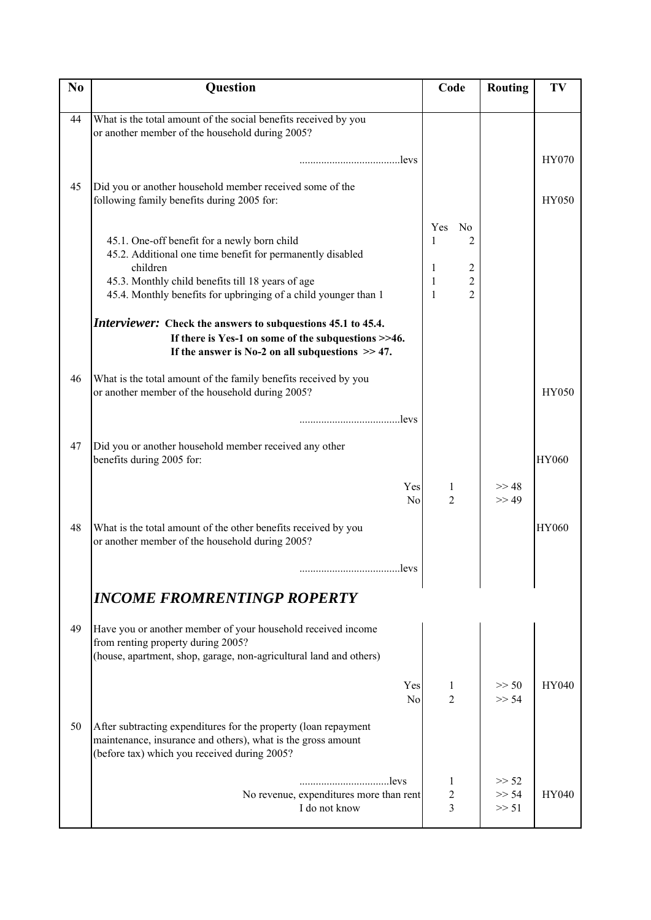| No | Question | Code | Routing | TV |
|---|---|---|---|---|
| 44 | What is the total amount of the social benefits received by you or another member of the household during 2005? | | | |
| | .....................................levs | | | HY070 |
| 45 | Did you or another household member received some of the following family benefits during 2005 for: | | | HY050 |
| | | Yes No | | |
| | 45.1. One-off benefit for a newly born child | 1 2 | | |
| | 45.2. Additional one time benefit for permanently disabled children | 1 2 | | |
| | 45.3. Monthly child benefits till 18 years of age | 1 2 | | |
| | 45.4. Monthly benefits for upbringing of a child younger than 1 | 1 2 | | |
| | ***Interviewer:*** **Check the answers to subquestions 45.1 to 45.4. If there is Yes-1 on some of the subquestions >>46. If the answer is No-2 on all subquestions >> 47.** | | | |
| 46 | What is the total amount of the family benefits received by you or another member of the household during 2005? | | | HY050 |
| | .....................................levs | | | |
| 47 | Did you or another household member received any other benefits during 2005 for: | | | HY060 |
| | Yes | 1 | >> 48 | |
| | No | 2 | >> 49 | |
| 48 | What is the total amount of the other benefits received by you or another member of the household during 2005? | | | HY060 |
| | .....................................levs | | | |

## *INCOME FROMRENTINGP ROPERTY*

| No | Question | Code | Routing | TV |
|---|---|---|---|---|
| 49 | Have you or another member of your household received income from renting property during 2005? (house, apartment, shop, garage, non-agricultural land and others) | | | |
| | Yes | 1 | >> 50 | HY040 |
| | No | 2 | >> 54 | |
| 50 | After subtracting expenditures for the property (loan repayment maintenance, insurance and others), what is the gross amount (before tax) which you received during 2005? | | | |
| | .................................levs | 1 | >> 52 | |
| | No revenue, expenditures more than rent | 2 | >> 54 | HY040 |
| | I do not know | 3 | >> 51 | |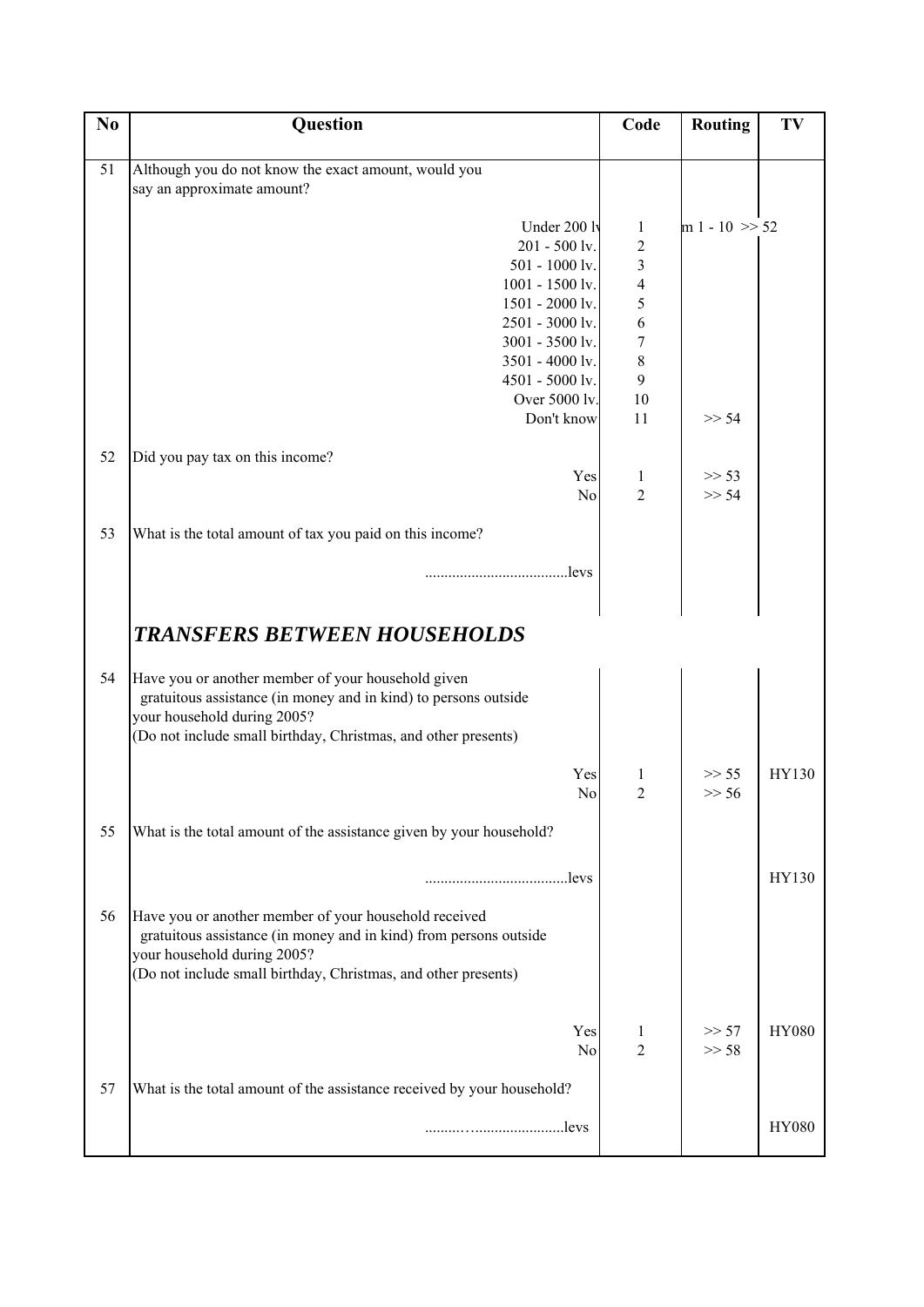| No | Question | Code | Routing | TV |
|---|---|---|---|---|
| 51 | Although you do not know the exact amount, would you say an approximate amount? | | | |
| | Under 200 lv | 1 | m 1 - 10 >> 52 | |
| | 201 - 500 lv. | 2 | | |
| | 501 - 1000 lv. | 3 | | |
| | 1001 - 1500 lv. | 4 | | |
| | 1501 - 2000 lv. | 5 | | |
| | 2501 - 3000 lv. | 6 | | |
| | 3001 - 3500 lv. | 7 | | |
| | 3501 - 4000 lv. | 8 | | |
| | 4501 - 5000 lv. | 9 | | |
| | Over 5000 lv. | 10 | | |
| | Don't know | 11 | >> 54 | |
| 52 | Did you pay tax on this income? | | | |
| | Yes | 1 | >> 53 | |
| | No | 2 | >> 54 | |
| 53 | What is the total amount of tax you paid on this income? | | | |
| | .....................................levs | | | |
| | ***TRANSFERS BETWEEN HOUSEHOLDS*** | | | |
| 54 | Have you or another member of your household given gratuitous assistance (in money and in kind) to persons outside your household during 2005? (Do not include small birthday, Christmas, and other presents) | | | |
| | Yes | 1 | >> 55 | HY130 |
| | No | 2 | >> 56 | |
| 55 | What is the total amount of the assistance given by your household? | | | |
| | .....................................levs | | | HY130 |
| 56 | Have you or another member of your household received gratuitous assistance (in money and in kind) from persons outside your household during 2005? (Do not include small birthday, Christmas, and other presents) | | | |
| | Yes | 1 | >> 57 | HY080 |
| | No | 2 | >> 58 | |
| 57 | What is the total amount of the assistance received by your household? | | | |
| | .....................................levs | | | HY080 |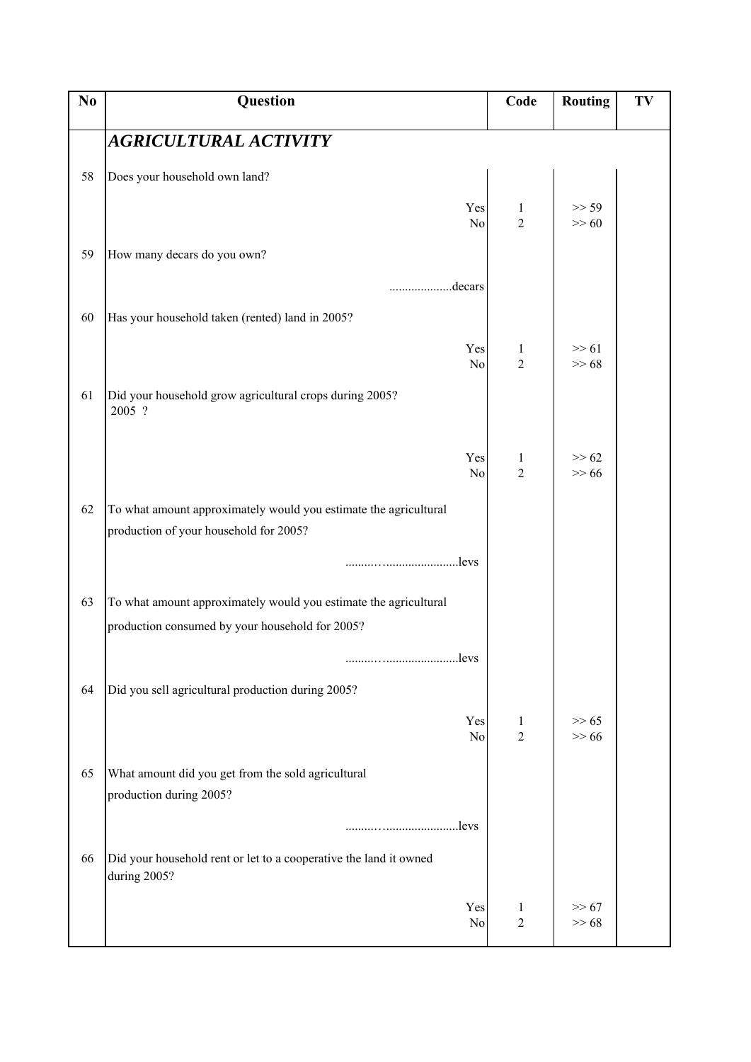| No | Question | Code | Routing | TV |
|---|---|---|---|---|
| | ***AGRICULTURAL ACTIVITY*** | | | |
| 58 | Does your household own land? | | | |
| | Yes | 1 | >> 59 | |
| | No | 2 | >> 60 | |
| 59 | How many decars do you own? | | | |
| | ...................decars | | | |
| 60 | Has your household taken (rented) land in 2005? | | | |
| | Yes | 1 | >> 61 | |
| | No | 2 | >> 68 | |
| 61 | Did your household grow agricultural crops during 2005? 2005 ? | | | |
| | Yes | 1 | >> 62 | |
| | No | 2 | >> 66 | |
| 62 | To what amount approximately would you estimate the agricultural production of your household for 2005? | | | |
| | .................................levs | | | |
| 63 | To what amount approximately would you estimate the agricultural production consumed by your household for 2005? | | | |
| | .................................levs | | | |
| 64 | Did you sell agricultural production during 2005? | | | |
| | Yes | 1 | >> 65 | |
| | No | 2 | >> 66 | |
| 65 | What amount did you get from the sold agricultural production during 2005? | | | |
| | .................................levs | | | |
| 66 | Did your household rent or let to a cooperative the land it owned during 2005? | | | |
| | Yes | 1 | >> 67 | |
| | No | 2 | >> 68 | |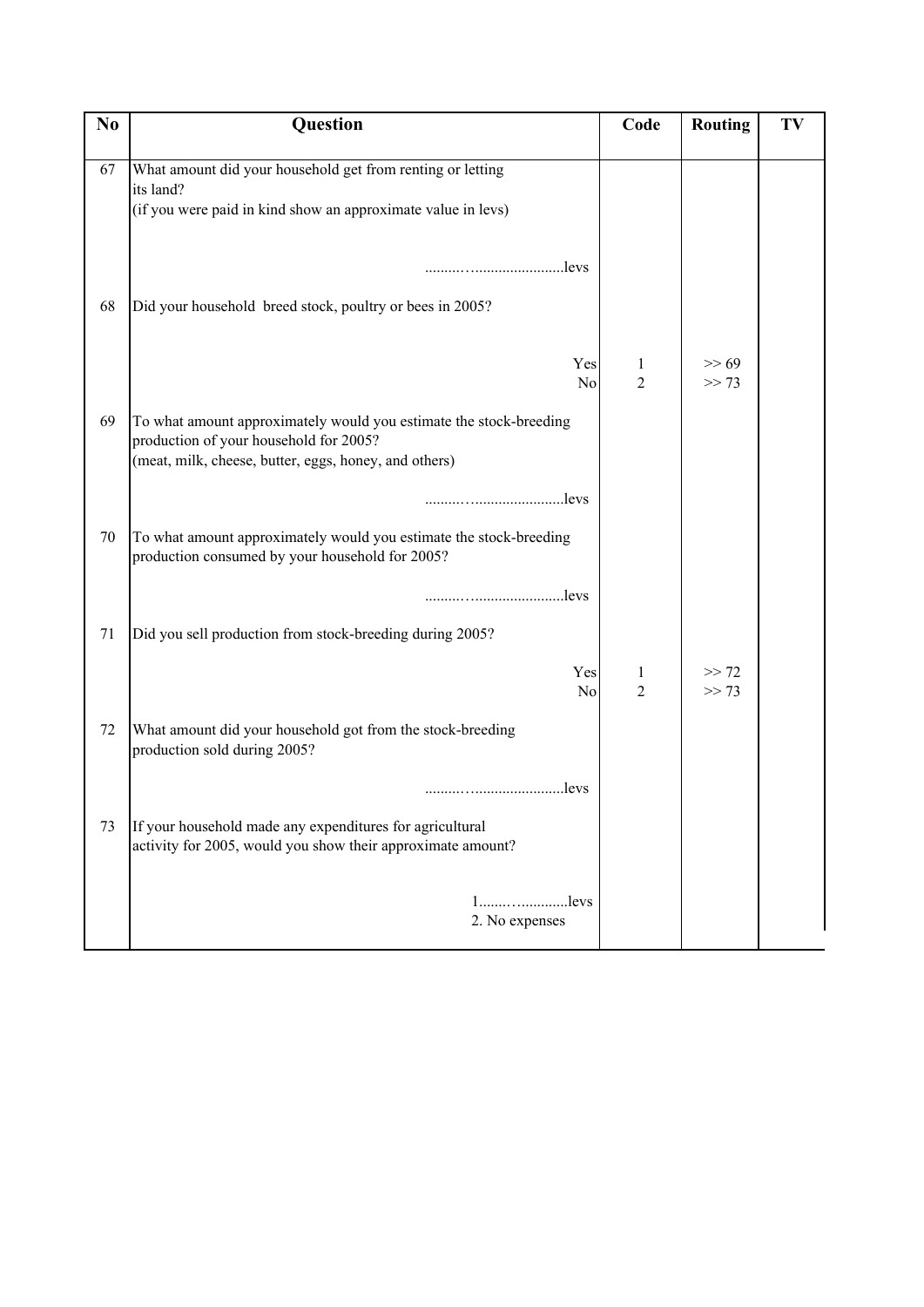| No | Question | Code | Routing | TV |
|---|---|---|---|---|
| 67 | What amount did your household get from renting or letting its land?<br>(if you were paid in kind show an approximate value in levs)<br><br>...................................levs | | | |
| 68 | Did your household breed stock, poultry or bees in 2005? | | | |
| | Yes | 1 | >> 69 | |
| | No | 2 | >> 73 | |
| 69 | To what amount approximately would you estimate the stock-breeding production of your household for 2005?<br>(meat, milk, cheese, butter, eggs, honey, and others)<br><br>...................................levs | | | |
| 70 | To what amount approximately would you estimate the stock-breeding production consumed by your household for 2005?<br><br>...................................levs | | | |
| 71 | Did you sell production from stock-breeding during 2005? | | | |
| | Yes | 1 | >> 72 | |
| | No | 2 | >> 73 | |
| 72 | What amount did your household got from the stock-breeding production sold during 2005?<br><br>...................................levs | | | |
| 73 | If your household made any expenditures for agricultural activity for 2005, would you show their approximate amount?<br><br>1.......…...........levs<br>2. No expenses | | | |